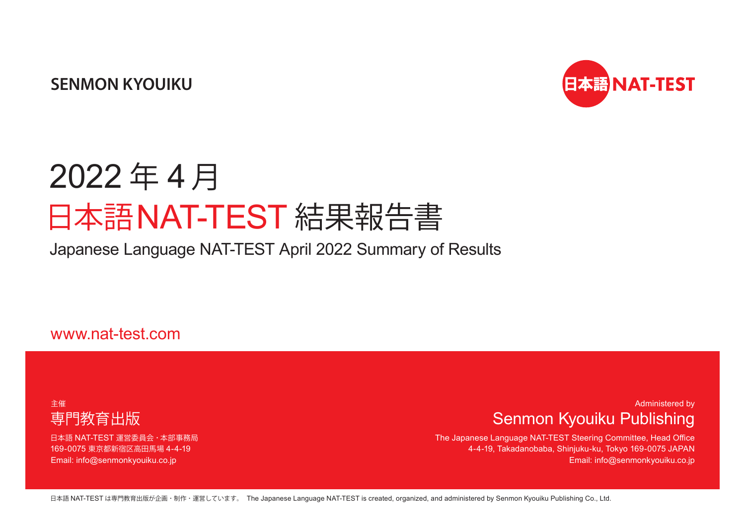**SENMON KYOUIKU**

日本語 NAT-TEST

# 2022 年 4 月
# 日本語NAT-TEST 結果報告書

## Japanese Language NAT-TEST April 2022 Summary of Results

www.nat-test.com

主催

専門教育出版

日本語 NAT-TEST 運営委員会・本部事務局
169-0075 東京都新宿区高田馬場 4-4-19
Email: info@senmonkyouiku.co.jp

Administered by

Senmon Kyouiku Publishing

The Japanese Language NAT-TEST Steering Committee, Head Office
4-4-19, Takadanobaba, Shinjuku-ku, Tokyo 169-0075 JAPAN
Email: info@senmonkyouiku.co.jp

日本語 NAT-TEST は専門教育出版が企画・制作・運営しています。 The Japanese Language NAT-TEST is created, organized, and administered by Senmon Kyouiku Publishing Co., Ltd.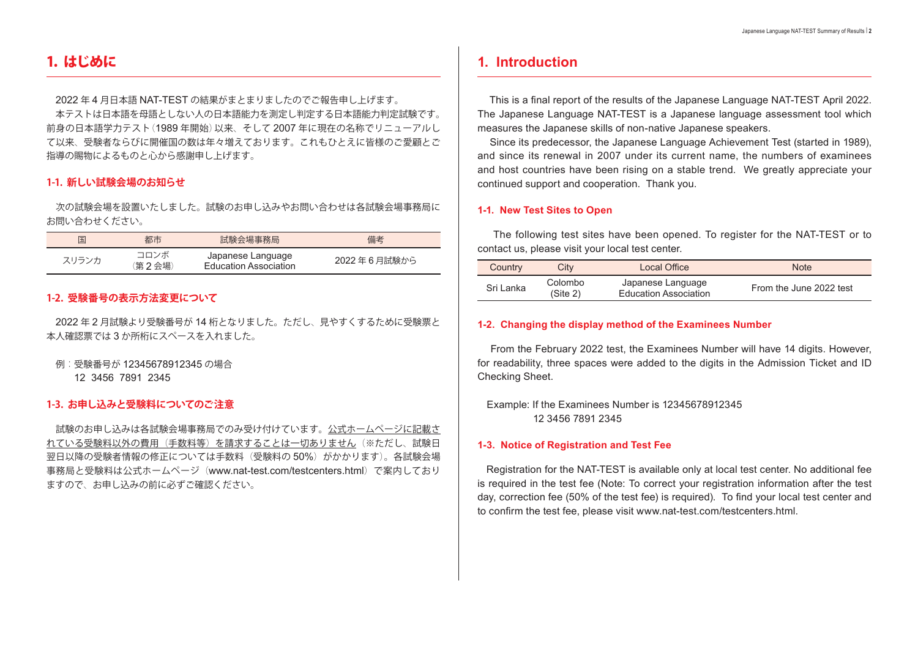# 1. はじめに

2022 年 4 月日本語 NAT-TEST の結果がまとまりましたのでご報告申し上げます。

本テストは日本語を母語としない人の日本語能力を測定し判定する日本語能力判定試験です。前身の日本語学力テスト（1989 年開始）以来、そして 2007 年に現在の名称でリニューアルして以来、受験者ならびに開催国の数は年々増えております。これもひとえに皆様のご愛顧とご指導の賜物によるものと心から感謝申し上げます。

## 1-1. 新しい試験会場のお知らせ

次の試験会場を設置いたしました。試験のお申し込みやお問い合わせは各試験会場事務局にお問い合わせください。

| 国 | 都市 | 試験会場事務局 | 備考 |
|---|---|---|---|
| スリランカ | コロンボ（第 2 会場） | Japanese Language Education Association | 2022 年 6 月試験から |

## 1-2. 受験番号の表示方法変更について

2022 年 2 月試験より受験番号が 14 桁となりました。ただし、見やすくするために受験票と本人確認票では 3 か所桁にスペースを入れました。

例：受験番号が 12345678912345 の場合
　　12 3456 7891 2345

## 1-3. お申し込みと受験料についてのご注意

試験のお申し込みは各試験会場事務局でのみ受け付けています。公式ホームページに記載されている受験料以外の費用（手数料等）を請求することは一切ありません（※ただし、試験日翌日以降の受験者情報の修正については手数料（受験料の 50%）がかかります）。各試験会場事務局と受験料は公式ホームページ（www.nat-test.com/testcenters.html）で案内しておりますので、お申し込みの前に必ずご確認ください。

# 1. Introduction

This is a final report of the results of the Japanese Language NAT-TEST April 2022. The Japanese Language NAT-TEST is a Japanese language assessment tool which measures the Japanese skills of non-native Japanese speakers.

Since its predecessor, the Japanese Language Achievement Test (started in 1989), and since its renewal in 2007 under its current name, the numbers of examinees and host countries have been rising on a stable trend. We greatly appreciate your continued support and cooperation. Thank you.

## 1-1. New Test Sites to Open

The following test sites have been opened. To register for the NAT-TEST or to contact us, please visit your local test center.

| Country | City | Local Office | Note |
|---|---|---|---|
| Sri Lanka | Colombo (Site 2) | Japanese Language Education Association | From the June 2022 test |

## 1-2. Changing the display method of the Examinees Number

From the February 2022 test, the Examinees Number will have 14 digits. However, for readability, three spaces were added to the digits in the Admission Ticket and ID Checking Sheet.

Example: If the Examinees Number is 12345678912345
　　12 3456 7891 2345

## 1-3. Notice of Registration and Test Fee

Registration for the NAT-TEST is available only at local test center. No additional fee is required in the test fee (Note: To correct your registration information after the test day, correction fee (50% of the test fee) is required). To find your local test center and to confirm the test fee, please visit www.nat-test.com/testcenters.html.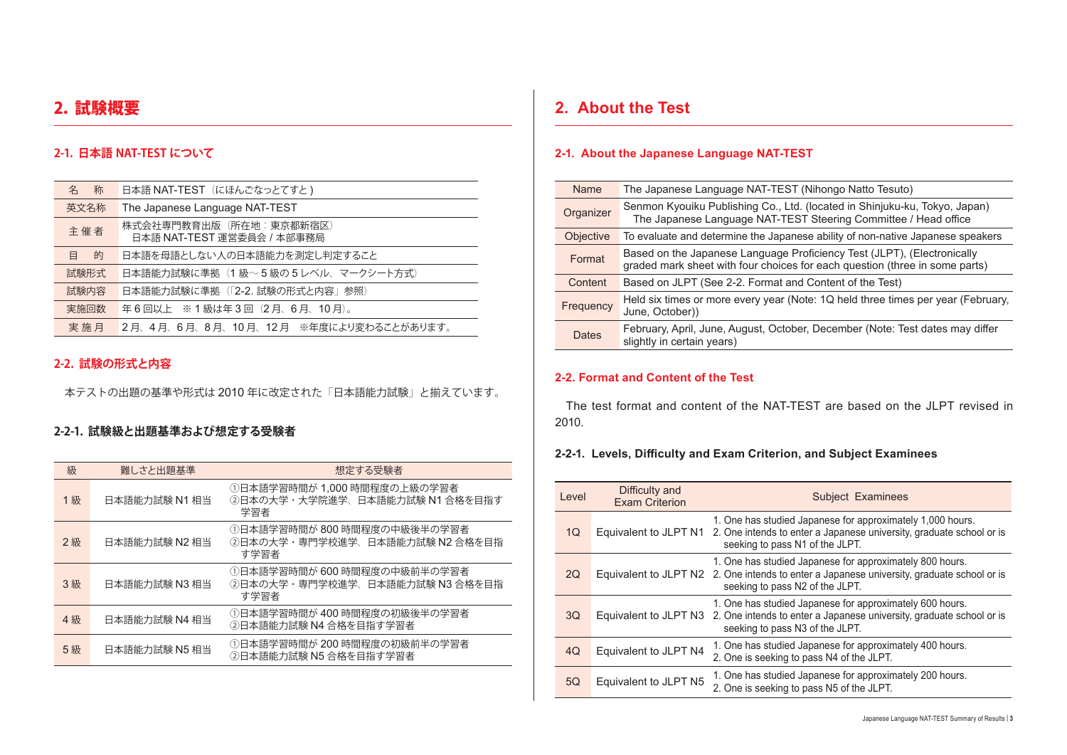## 2. 試験概要

### 2-1. 日本語 NAT-TEST について

| 名　称 | 日本語 NAT-TEST（にほんごなっとてすと） |
| --- | --- |
| 英文名称 | The Japanese Language NAT-TEST |
| 主 催 者 | 株式会社専門教育出版（所在地：東京都新宿区）<br>日本語 NAT-TEST 運営委員会 / 本部事務局 |
| 目　的 | 日本語を母語としない人の日本語能力を測定し判定すること |
| 試験形式 | 日本語能力試験に準拠（1 級〜 5 級の 5 レベル、マークシート方式） |
| 試験内容 | 日本語能力試験に準拠（「2-2. 試験の形式と内容」参照） |
| 実施回数 | 年 6 回以上　※ 1 級は年 3 回（2 月、6 月、10 月）。 |
| 実 施 月 | 2 月、4 月、6 月、8 月、10 月、12 月　※年度により変わることがあります。 |

### 2-2. 試験の形式と内容

本テストの出題の基準や形式は 2010 年に改定された「日本語能力試験」と揃えています。

#### 2-2-1. 試験級と出題基準および想定する受験者

| 級 | 難しさと出題基準 | 想定する受験者 |
| --- | --- | --- |
| 1 級 | 日本語能力試験 N1 相当 | ①日本語学習時間が 1,000 時間程度の上級の学習者<br>②日本の大学・大学院進学、日本語能力試験 N1 合格を目指す学習者 |
| 2 級 | 日本語能力試験 N2 相当 | ①日本語学習時間が 800 時間程度の中級後半の学習者<br>②日本の大学・専門学校進学、日本語能力試験 N2 合格を目指す学習者 |
| 3 級 | 日本語能力試験 N3 相当 | ①日本語学習時間が 600 時間程度の中級前半の学習者<br>②日本の大学・専門学校進学、日本語能力試験 N3 合格を目指す学習者 |
| 4 級 | 日本語能力試験 N4 相当 | ①日本語学習時間が 400 時間程度の初級後半の学習者<br>②日本語能力試験 N4 合格を目指す学習者 |
| 5 級 | 日本語能力試験 N5 相当 | ①日本語学習時間が 200 時間程度の初級前半の学習者<br>②日本語能力試験 N5 合格を目指す学習者 |

## 2. About the Test

### 2-1. About the Japanese Language NAT-TEST

| Name | The Japanese Language NAT-TEST (Nihongo Natto Tesuto) |
| --- | --- |
| Organizer | Senmon Kyouiku Publishing Co., Ltd. (located in Shinjuku-ku, Tokyo, Japan)<br>The Japanese Language NAT-TEST Steering Committee / Head office |
| Objective | To evaluate and determine the Japanese ability of non-native Japanese speakers |
| Format | Based on the Japanese Language Proficiency Test (JLPT), (Electronically graded mark sheet with four choices for each question (three in some parts) |
| Content | Based on JLPT (See 2-2. Format and Content of the Test) |
| Frequency | Held six times or more every year (Note: 1Q held three times per year (February, June, October)) |
| Dates | February, April, June, August, October, December (Note: Test dates may differ slightly in certain years) |

### 2-2. Format and Content of the Test

The test format and content of the NAT-TEST are based on the JLPT revised in 2010.

#### 2-2-1. Levels, Difficulty and Exam Criterion, and Subject Examinees

| Level | Difficulty and Exam Criterion | Subject Examinees |
| --- | --- | --- |
| 1Q | Equivalent to JLPT N1 | 1. One has studied Japanese for approximately 1,000 hours.<br>2. One intends to enter a Japanese university, graduate school or is seeking to pass N1 of the JLPT. |
| 2Q | Equivalent to JLPT N2 | 1. One has studied Japanese for approximately 800 hours.<br>2. One intends to enter a Japanese university, graduate school or is seeking to pass N2 of the JLPT. |
| 3Q | Equivalent to JLPT N3 | 1. One has studied Japanese for approximately 600 hours.<br>2. One intends to enter a Japanese university, graduate school or is seeking to pass N3 of the JLPT. |
| 4Q | Equivalent to JLPT N4 | 1. One has studied Japanese for approximately 400 hours.<br>2. One is seeking to pass N4 of the JLPT. |
| 5Q | Equivalent to JLPT N5 | 1. One has studied Japanese for approximately 200 hours.<br>2. One is seeking to pass N5 of the JLPT. |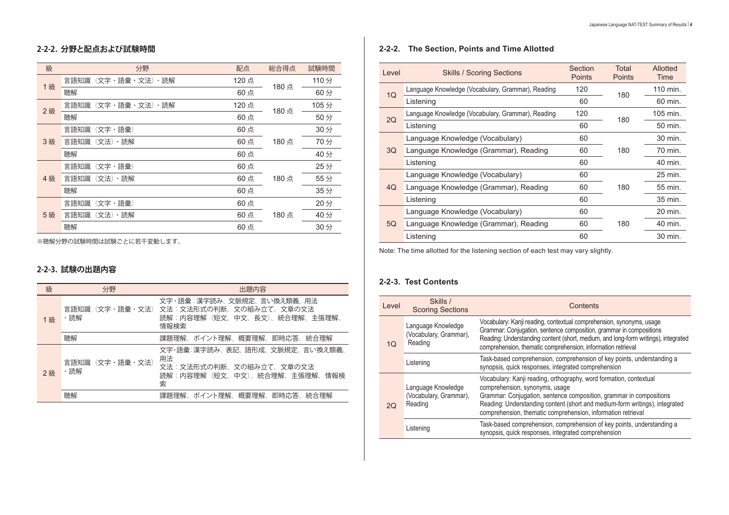## 2-2-2. 分野と配点および試験時間

| 級 | 分野 | 配点 | 総合得点 | 試験時間 |
|---|---|---|---|---|
| 1 級 | 言語知識（文字・語彙・文法）・読解 | 120 点 | 180 点 | 110 分 |
| | 聴解 | 60 点 | | 60 分 |
| 2 級 | 言語知識（文字・語彙・文法）・読解 | 120 点 | 180 点 | 105 分 |
| | 聴解 | 60 点 | | 50 分 |
| 3 級 | 言語知識（文字・語彙） | 60 点 | 180 点 | 30 分 |
| | 言語知識（文法）・読解 | 60 点 | | 70 分 |
| | 聴解 | 60 点 | | 40 分 |
| 4 級 | 言語知識（文字・語彙） | 60 点 | 180 点 | 25 分 |
| | 言語知識（文法）・読解 | 60 点 | | 55 分 |
| | 聴解 | 60 点 | | 35 分 |
| 5 級 | 言語知識（文字・語彙） | 60 点 | 180 点 | 20 分 |
| | 言語知識（文法）・読解 | 60 点 | | 40 分 |
| | 聴解 | 60 点 | | 30 分 |

※聴解分野の試験時間は試験ごとに若干変動します。

## 2-2-3. 試験の出題内容

| 級 | 分野 | 出題内容 |
|---|---|---|
| 1 級 | 言語知識（文字・語彙・文法）・読解 | 文字・語彙：漢字読み、文脈規定、言い換え類義、用法<br>文法：文法形式の判断、文の組み立て、文章の文法<br>読解：内容理解（短文、中文、長文）、統合理解、主張理解、情報検索 |
| | 聴解 | 課題理解、ポイント理解、概要理解、即時応答、統合理解 |
| 2 級 | 言語知識（文字・語彙・文法）・読解 | 文字・語彙：漢字読み、表記、語形成、文脈規定、言い換え類義、用法<br>文法：文法形式の判断、文の組み立て、文章の文法<br>読解：内容理解（短文、中文）、統合理解、主張理解、情報検索 |
| | 聴解 | 課題理解、ポイント理解、概要理解、即時応答、統合理解 |

## 2-2-2. The Section, Points and Time Allotted

| Level | Skills / Scoring Sections | Section Points | Total Points | Allotted Time |
|---|---|---|---|---|
| 1Q | Language Knowledge (Vocabulary, Grammar), Reading | 120 | 180 | 110 min. |
| | Listening | 60 | | 60 min. |
| 2Q | Language Knowledge (Vocabulary, Grammar), Reading | 120 | 180 | 105 min. |
| | Listening | 60 | | 50 min. |
| 3Q | Language Knowledge (Vocabulary) | 60 | 180 | 30 min. |
| | Language Knowledge (Grammar), Reading | 60 | | 70 min. |
| | Listening | 60 | | 40 min. |
| 4Q | Language Knowledge (Vocabulary) | 60 | 180 | 25 min. |
| | Language Knowledge (Grammar), Reading | 60 | | 55 min. |
| | Listening | 60 | | 35 min. |
| 5Q | Language Knowledge (Vocabulary) | 60 | 180 | 20 min. |
| | Language Knowledge (Grammar), Reading | 60 | | 40 min. |
| | Listening | 60 | | 30 min. |

Note: The time allotted for the listening section of each test may vary slightly.

## 2-2-3. Test Contents

| Level | Skills / Scoring Sections | Contents |
|---|---|---|
| 1Q | Language Knowledge (Vocabulary, Grammar), Reading | Vocabulary: Kanji reading, contextual comprehension, synonyms, usage<br>Grammar: Conjugation, sentence composition, grammar in compositions<br>Reading: Understanding content (short, medium, and long-form writings), integrated comprehension, thematic comprehension, information retrieval |
| | Listening | Task-based comprehension, comprehension of key points, understanding a synopsis, quick responses, integrated comprehension |
| 2Q | Language Knowledge (Vocabulary, Grammar), Reading | Vocabulary: Kanji reading, orthography, word formation, contextual comprehension, synonyms, usage<br>Grammar: Conjugation, sentence composition, grammar in compositions<br>Reading: Understanding content (short and medium-form writings), integrated comprehension, thematic comprehension, information retrieval |
| | Listening | Task-based comprehension, comprehension of key points, understanding a synopsis, quick responses, integrated comprehension |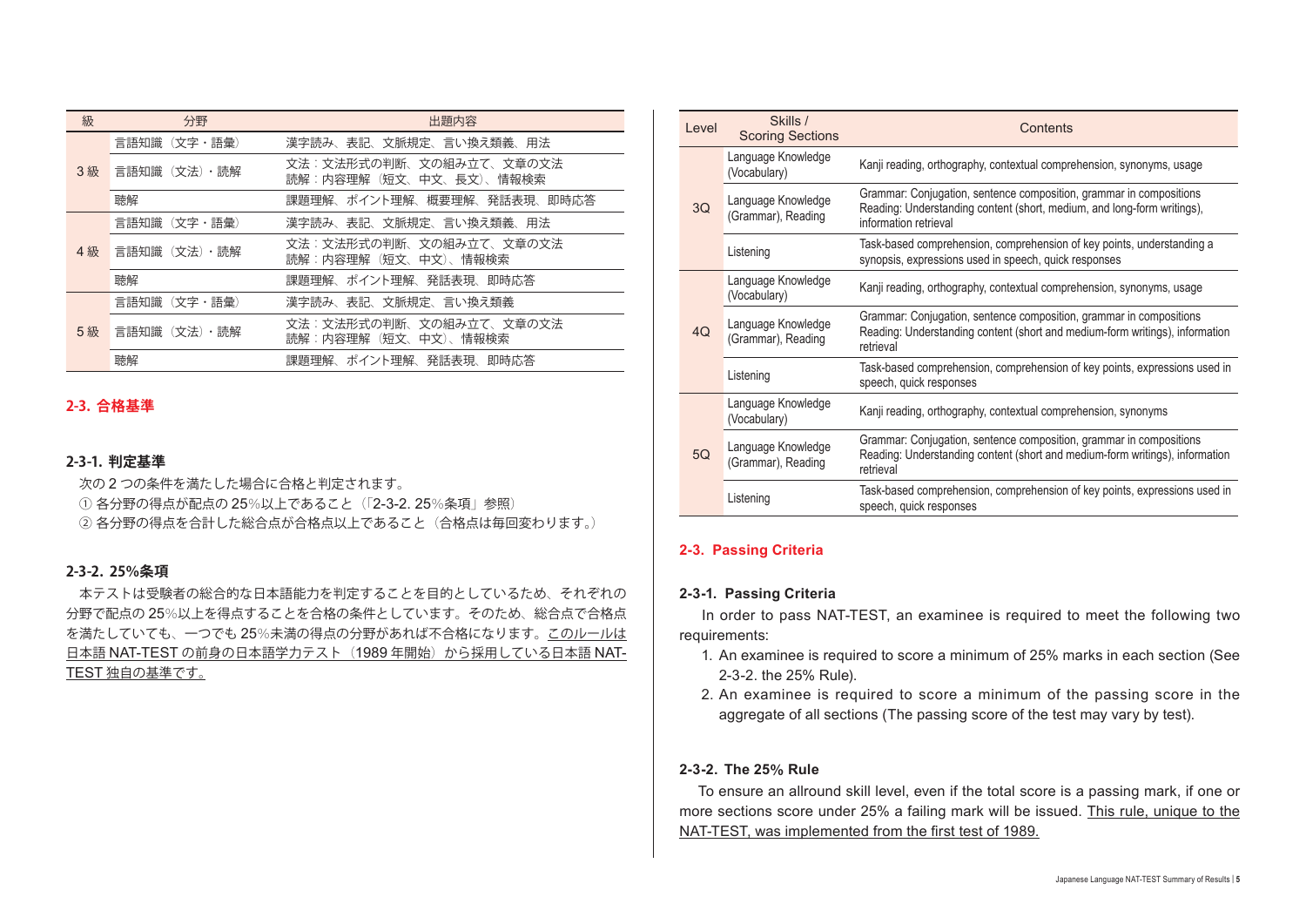| 級 | 分野 | 出題内容 |
|---|---|---|
| 3 級 | 言語知識（文字・語彙） | 漢字読み、表記、文脈規定、言い換え類義、用法 |
| | 言語知識（文法）・読解 | 文法：文法形式の判断、文の組み立て、文章の文法<br>読解：内容理解（短文、中文、長文）、情報検索 |
| | 聴解 | 課題理解、ポイント理解、概要理解、発話表現、即時応答 |
| 4 級 | 言語知識（文字・語彙） | 漢字読み、表記、文脈規定、言い換え類義、用法 |
| | 言語知識（文法）・読解 | 文法：文法形式の判断、文の組み立て、文章の文法<br>読解：内容理解（短文、中文）、情報検索 |
| | 聴解 | 課題理解、ポイント理解、発話表現、即時応答 |
| 5 級 | 言語知識（文字・語彙） | 漢字読み、表記、文脈規定、言い換え類義 |
| | 言語知識（文法）・読解 | 文法：文法形式の判断、文の組み立て、文章の文法<br>読解：内容理解（短文、中文）、情報検索 |
| | 聴解 | 課題理解、ポイント理解、発話表現、即時応答 |

## 2-3. 合格基準

### 2-3-1. 判定基準

次の 2 つの条件を満たした場合に合格と判定されます。

① 各分野の得点が配点の 25%以上であること（「2-3-2. 25%条項」参照）

② 各分野の得点を合計した総合点が合格点以上であること（合格点は毎回変わります。）

### 2-3-2. 25%条項

本テストは受験者の総合的な日本語能力を判定することを目的としているため、それぞれの分野で配点の 25%以上を得点することを合格の条件としています。そのため、総合点で合格点を満たしていても、一つでも 25%未満の得点の分野があれば不合格になります。このルールは日本語 NAT-TEST の前身の日本語学力テスト（1989 年開始）から採用している日本語 NAT-TEST 独自の基準です。

| Level | Skills / Scoring Sections | Contents |
|---|---|---|
| 3Q | Language Knowledge (Vocabulary) | Kanji reading, orthography, contextual comprehension, synonyms, usage |
| | Language Knowledge (Grammar), Reading | Grammar: Conjugation, sentence composition, grammar in compositions<br>Reading: Understanding content (short, medium, and long-form writings), information retrieval |
| | Listening | Task-based comprehension, comprehension of key points, understanding a synopsis, expressions used in speech, quick responses |
| 4Q | Language Knowledge (Vocabulary) | Kanji reading, orthography, contextual comprehension, synonyms, usage |
| | Language Knowledge (Grammar), Reading | Grammar: Conjugation, sentence composition, grammar in compositions<br>Reading: Understanding content (short and medium-form writings), information retrieval |
| | Listening | Task-based comprehension, comprehension of key points, expressions used in speech, quick responses |
| 5Q | Language Knowledge (Vocabulary) | Kanji reading, orthography, contextual comprehension, synonyms |
| | Language Knowledge (Grammar), Reading | Grammar: Conjugation, sentence composition, grammar in compositions<br>Reading: Understanding content (short and medium-form writings), information retrieval |
| | Listening | Task-based comprehension, comprehension of key points, expressions used in speech, quick responses |

## 2-3. Passing Criteria

### 2-3-1. Passing Criteria

In order to pass NAT-TEST, an examinee is required to meet the following two requirements:

1. An examinee is required to score a minimum of 25% marks in each section (See 2-3-2. the 25% Rule).
2. An examinee is required to score a minimum of the passing score in the aggregate of all sections (The passing score of the test may vary by test).

### 2-3-2. The 25% Rule

To ensure an allround skill level, even if the total score is a passing mark, if one or more sections score under 25% a failing mark will be issued. This rule, unique to the NAT-TEST, was implemented from the first test of 1989.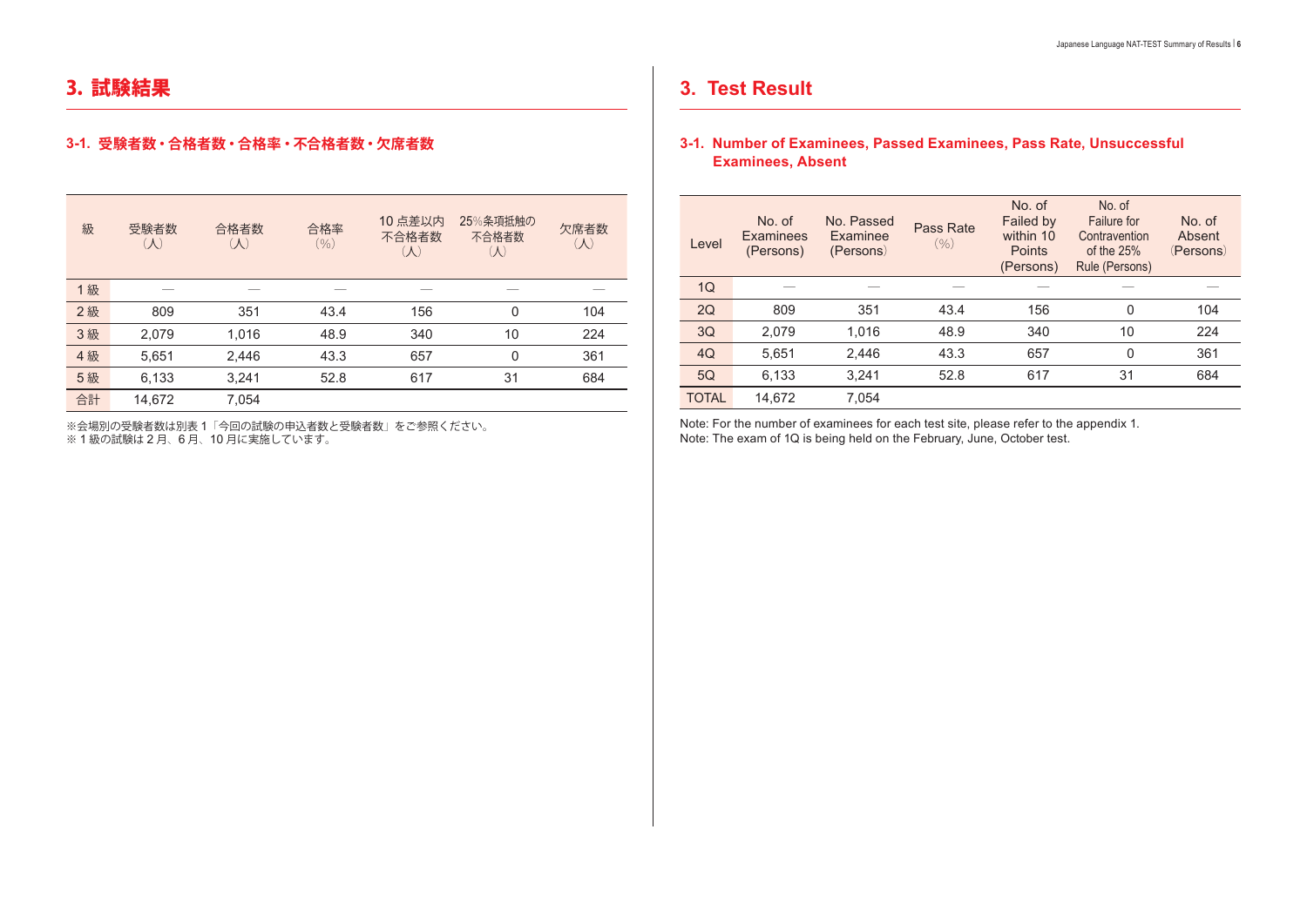# 3. 試験結果

### 3-1. 受験者数・合格者数・合格率・不合格者数・欠席者数

| 級 | 受験者数（人） | 合格者数（人） | 合格率（%） | 10点差以内不合格者数（人） | 25%条項抵触の不合格者数（人） | 欠席者数（人） |
|---|---|---|---|---|---|---|
| 1級 | — | — | — | — | — | — |
| 2級 | 809 | 351 | 43.4 | 156 | 0 | 104 |
| 3級 | 2,079 | 1,016 | 48.9 | 340 | 10 | 224 |
| 4級 | 5,651 | 2,446 | 43.3 | 657 | 0 | 361 |
| 5級 | 6,133 | 3,241 | 52.8 | 617 | 31 | 684 |
| 合計 | 14,672 | 7,054 | | | | |

※会場別の受験者数は別表１「今回の試験の申込者数と受験者数」をご参照ください。
※１級の試験は２月、６月、10月に実施しています。

# 3. Test Result

### 3-1. Number of Examinees, Passed Examinees, Pass Rate, Unsuccessful Examinees, Absent

| Level | No. of Examinees (Persons) | No. Passed Examinee (Persons) | Pass Rate (%) | No. of Failed by within 10 Points (Persons) | No. of Failure for Contravention of the 25% Rule (Persons) | No. of Absent (Persons) |
|---|---|---|---|---|---|---|
| 1Q | — | — | — | — | — | — |
| 2Q | 809 | 351 | 43.4 | 156 | 0 | 104 |
| 3Q | 2,079 | 1,016 | 48.9 | 340 | 10 | 224 |
| 4Q | 5,651 | 2,446 | 43.3 | 657 | 0 | 361 |
| 5Q | 6,133 | 3,241 | 52.8 | 617 | 31 | 684 |
| TOTAL | 14,672 | 7,054 | | | | |

Note: For the number of examinees for each test site, please refer to the appendix 1.
Note: The exam of 1Q is being held on the February, June, October test.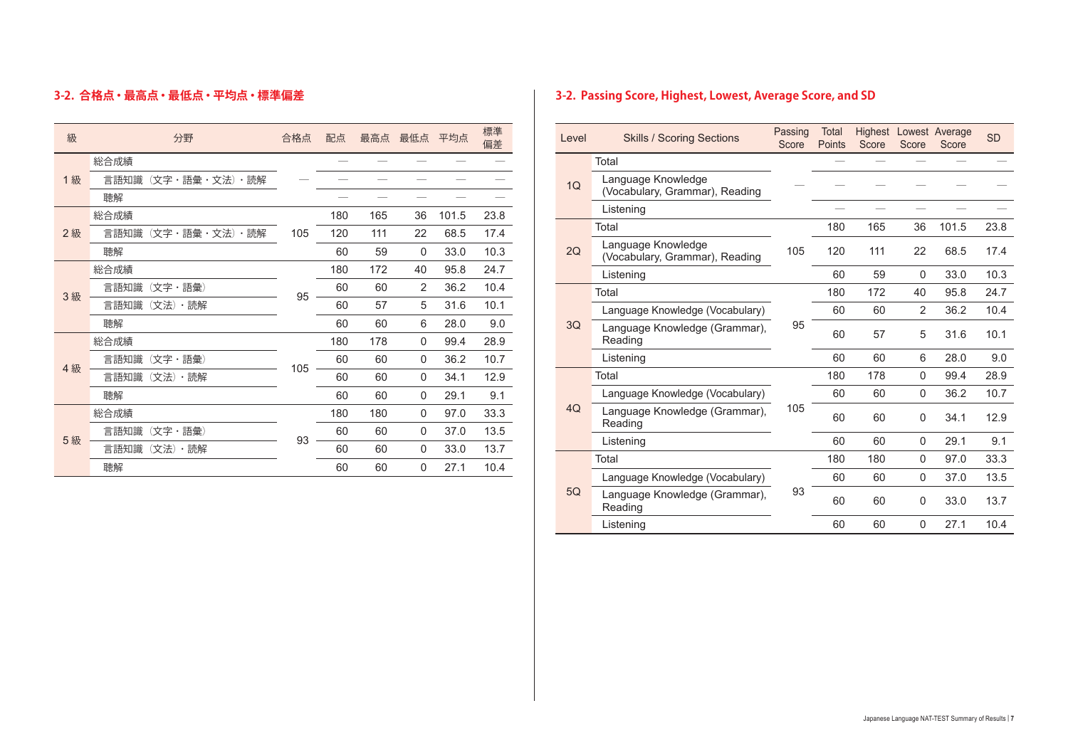## 3-2. 合格点・最高点・最低点・平均点・標準偏差

| 級 | 分野 | 合格点 | 配点 | 最高点 | 最低点 | 平均点 | 標準偏差 |
|---|---|---|---|---|---|---|---|
| 1級 | 総合成績 | — | — | — | — | — | — |
| | 言語知識（文字・語彙・文法）・読解 | | — | — | — | — | — |
| | 聴解 | | — | — | — | — | — |
| 2級 | 総合成績 | 105 | 180 | 165 | 36 | 101.5 | 23.8 |
| | 言語知識（文字・語彙・文法）・読解 | | 120 | 111 | 22 | 68.5 | 17.4 |
| | 聴解 | | 60 | 59 | 0 | 33.0 | 10.3 |
| 3級 | 総合成績 | 95 | 180 | 172 | 40 | 95.8 | 24.7 |
| | 言語知識（文字・語彙） | | 60 | 60 | 2 | 36.2 | 10.4 |
| | 言語知識（文法）・読解 | | 60 | 57 | 5 | 31.6 | 10.1 |
| | 聴解 | | 60 | 60 | 6 | 28.0 | 9.0 |
| 4級 | 総合成績 | 105 | 180 | 178 | 0 | 99.4 | 28.9 |
| | 言語知識（文字・語彙） | | 60 | 60 | 0 | 36.2 | 10.7 |
| | 言語知識（文法）・読解 | | 60 | 60 | 0 | 34.1 | 12.9 |
| | 聴解 | | 60 | 60 | 0 | 29.1 | 9.1 |
| 5級 | 総合成績 | 93 | 180 | 180 | 0 | 97.0 | 33.3 |
| | 言語知識（文字・語彙） | | 60 | 60 | 0 | 37.0 | 13.5 |
| | 言語知識（文法）・読解 | | 60 | 60 | 0 | 33.0 | 13.7 |
| | 聴解 | | 60 | 60 | 0 | 27.1 | 10.4 |

## 3-2. Passing Score, Highest, Lowest, Average Score, and SD

| Level | Skills / Scoring Sections | Passing Score | Total Points | Highest Score | Lowest Score | Average Score | SD |
|---|---|---|---|---|---|---|---|
| 1Q | Total | — | — | — | — | — | — |
| | Language Knowledge (Vocabulary, Grammar), Reading | | — | — | — | — | — |
| | Listening | | — | — | — | — | — |
| 2Q | Total | 105 | 180 | 165 | 36 | 101.5 | 23.8 |
| | Language Knowledge (Vocabulary, Grammar), Reading | | 120 | 111 | 22 | 68.5 | 17.4 |
| | Listening | | 60 | 59 | 0 | 33.0 | 10.3 |
| 3Q | Total | 95 | 180 | 172 | 40 | 95.8 | 24.7 |
| | Language Knowledge (Vocabulary) | | 60 | 60 | 2 | 36.2 | 10.4 |
| | Language Knowledge (Grammar), Reading | | 60 | 57 | 5 | 31.6 | 10.1 |
| | Listening | | 60 | 60 | 6 | 28.0 | 9.0 |
| 4Q | Total | 105 | 180 | 178 | 0 | 99.4 | 28.9 |
| | Language Knowledge (Vocabulary) | | 60 | 60 | 0 | 36.2 | 10.7 |
| | Language Knowledge (Grammar), Reading | | 60 | 60 | 0 | 34.1 | 12.9 |
| | Listening | | 60 | 60 | 0 | 29.1 | 9.1 |
| 5Q | Total | 93 | 180 | 180 | 0 | 97.0 | 33.3 |
| | Language Knowledge (Vocabulary) | | 60 | 60 | 0 | 37.0 | 13.5 |
| | Language Knowledge (Grammar), Reading | | 60 | 60 | 0 | 33.0 | 13.7 |
| | Listening | | 60 | 60 | 0 | 27.1 | 10.4 |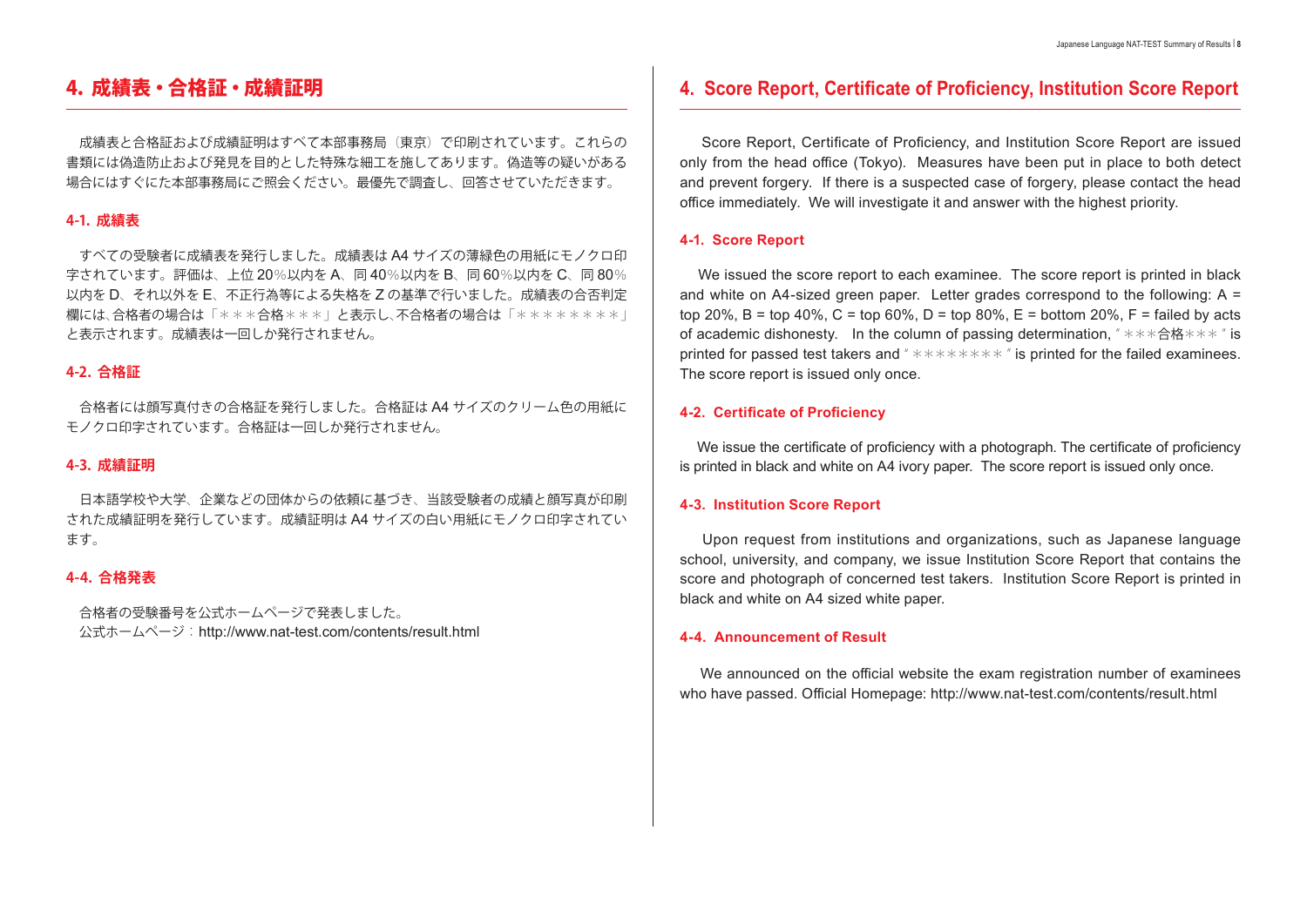## 4. 成績表・合格証・成績証明

成績表と合格証および成績証明はすべて本部事務局（東京）で印刷されています。これらの書類には偽造防止および発見を目的とした特殊な細工を施してあります。偽造等の疑いがある場合にはすぐにた本部事務局にご照会ください。最優先で調査し、回答させていただきます。

### 4-1. 成績表

すべての受験者に成績表を発行しました。成績表は A4 サイズの薄緑色の用紙にモノクロ印字されています。評価は、上位 20％以内を A、同 40％以内を B、同 60％以内を C、同 80％以内を D、それ以外を E、不正行為等による失格を Z の基準で行いました。成績表の合否判定欄には、合格者の場合は「＊＊＊合格＊＊＊」と表示し、不合格者の場合は「＊＊＊＊＊＊＊＊」と表示されます。成績表は一回しか発行されません。

### 4-2. 合格証

合格者には顔写真付きの合格証を発行しました。合格証は A4 サイズのクリーム色の用紙にモノクロ印字されています。合格証は一回しか発行されません。

### 4-3. 成績証明

日本語学校や大学、企業などの団体からの依頼に基づき、当該受験者の成績と顔写真が印刷された成績証明を発行しています。成績証明は A4 サイズの白い用紙にモノクロ印字されています。

### 4-4. 合格発表

合格者の受験番号を公式ホームページで発表しました。
公式ホームページ：http://www.nat-test.com/contents/result.html

## 4. Score Report, Certificate of Proficiency, Institution Score Report

Score Report, Certificate of Proficiency, and Institution Score Report are issued only from the head office (Tokyo). Measures have been put in place to both detect and prevent forgery. If there is a suspected case of forgery, please contact the head office immediately. We will investigate it and answer with the highest priority.

### 4-1. Score Report

We issued the score report to each examinee. The score report is printed in black and white on A4-sized green paper. Letter grades correspond to the following: A = top 20%, B = top 40%, C = top 60%, D = top 80%, E = bottom 20%, F = failed by acts of academic dishonesty. In the column of passing determination, "＊＊＊合格＊＊＊" is printed for passed test takers and "＊＊＊＊＊＊＊＊" is printed for the failed examinees. The score report is issued only once.

### 4-2. Certificate of Proficiency

We issue the certificate of proficiency with a photograph. The certificate of proficiency is printed in black and white on A4 ivory paper. The score report is issued only once.

### 4-3. Institution Score Report

Upon request from institutions and organizations, such as Japanese language school, university, and company, we issue Institution Score Report that contains the score and photograph of concerned test takers. Institution Score Report is printed in black and white on A4 sized white paper.

### 4-4. Announcement of Result

We announced on the official website the exam registration number of examinees who have passed. Official Homepage: http://www.nat-test.com/contents/result.html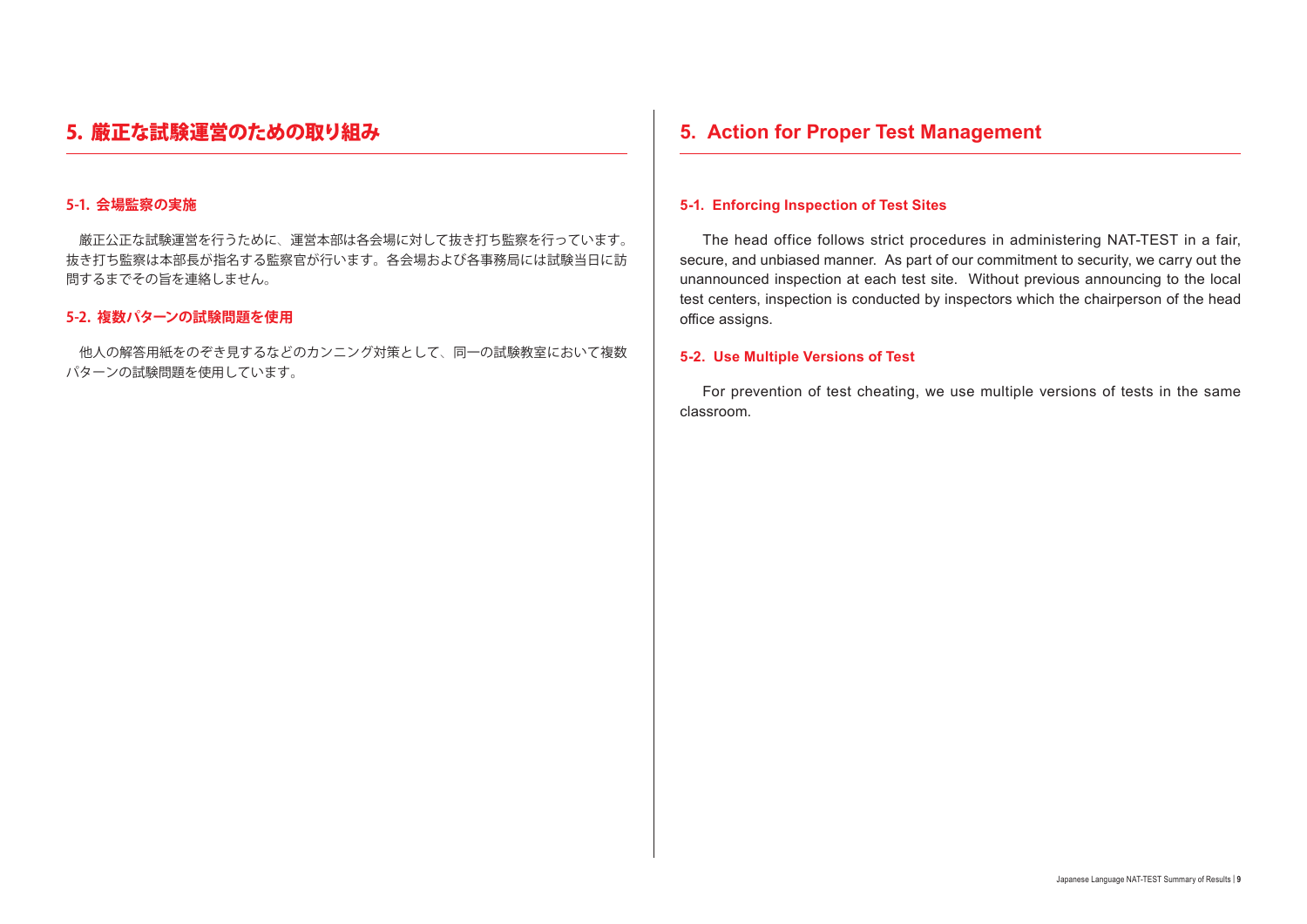## 5. 厳正な試験運営のための取り組み

### 5-1. 会場監察の実施

厳正公正な試験運営を行うために、運営本部は各会場に対して抜き打ち監察を行っています。抜き打ち監察は本部長が指名する監察官が行います。各会場および各事務局には試験当日に訪問するまでその旨を連絡しません。

### 5-2. 複数パターンの試験問題を使用

他人の解答用紙をのぞき見するなどのカンニング対策として、同一の試験教室において複数パターンの試験問題を使用しています。

## 5. Action for Proper Test Management

### 5-1. Enforcing Inspection of Test Sites

The head office follows strict procedures in administering NAT-TEST in a fair, secure, and unbiased manner. As part of our commitment to security, we carry out the unannounced inspection at each test site. Without previous announcing to the local test centers, inspection is conducted by inspectors which the chairperson of the head office assigns.

### 5-2. Use Multiple Versions of Test

For prevention of test cheating, we use multiple versions of tests in the same classroom.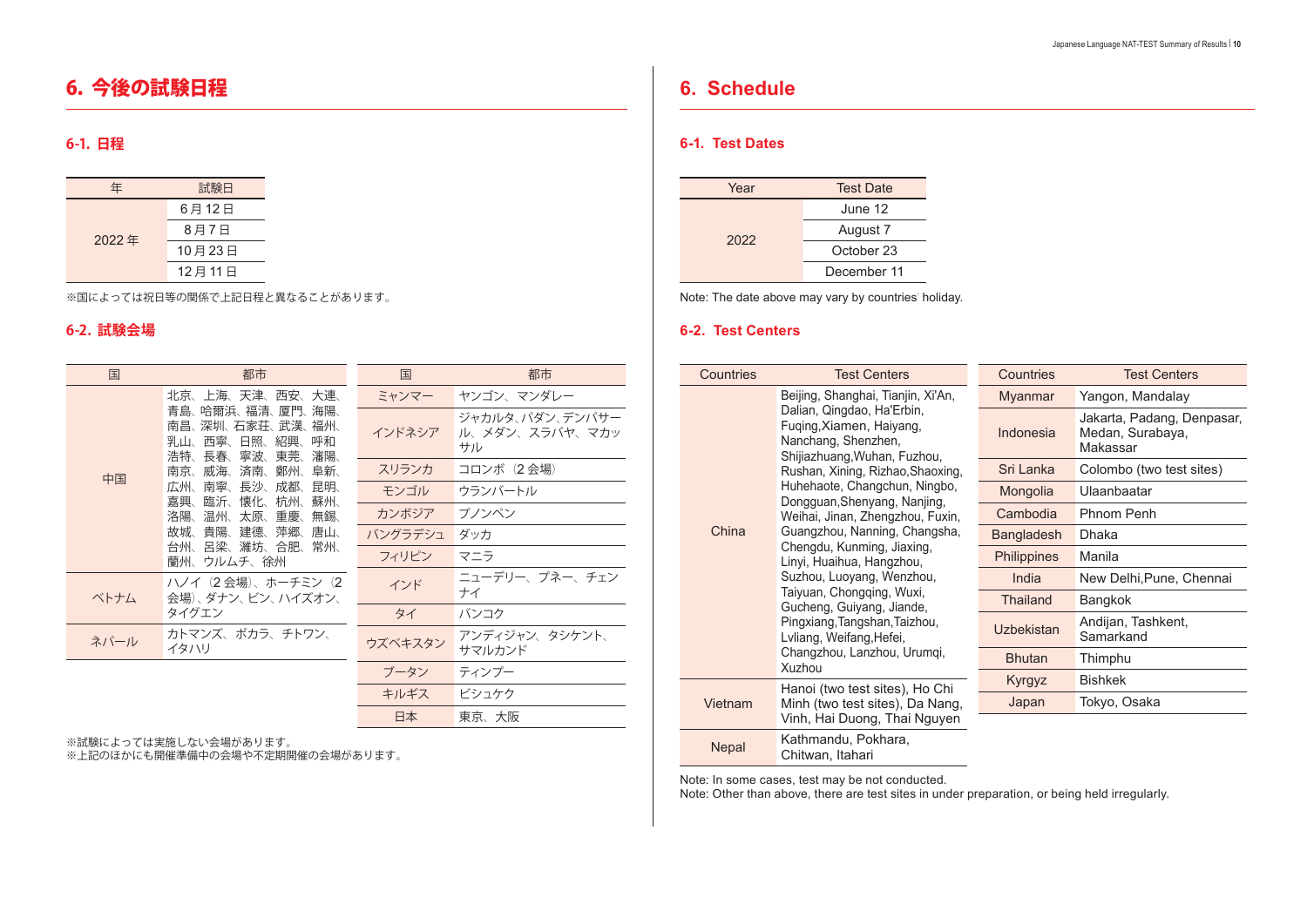# 6. 今後の試験日程

## 6-1. 日程

| 年 | 試験日 |
|---|---|
| 2022 年 | 6 月 12 日 |
| | 8 月 7 日 |
| | 10 月 23 日 |
| | 12 月 11 日 |

※国によっては祝日等の関係で上記日程と異なることがあります。

## 6-2. 試験会場

| 国 | 都市 |
|---|---|
| 中国 | 北京、上海、天津、西安、大連、青島、哈爾浜、福清、厦門、海陽、南昌、深圳、石家荘、武漢、福州、乳山、西寧、日照、紹興、呼和浩特、長春、寧波、東莞、瀋陽、南京、威海、済南、鄭州、阜新、広州、南寧、長沙、成都、昆明、嘉興、臨沂、懐化、杭州、蘇州、洛陽、温州、太原、重慶、無錫、故城、貴陽、建徳、萍郷、唐山、台州、呂梁、濰坊、合肥、常州、蘭州、ウルムチ、徐州 |
| ベトナム | ハノイ（2 会場）、ホーチミン（2 会場）、ダナン、ビン、ハイズオン、タイグエン |
| ネパール | カトマンズ、ポカラ、チトワン、イタハリ |
| ミャンマー | ヤンゴン、マンダレー |
| インドネシア | ジャカルタ、パダン、デンパサール、メダン、スラバヤ、マカッサル |
| スリランカ | コロンボ（2 会場） |
| モンゴル | ウランバートル |
| カンボジア | プノンペン |
| バングラデシュ | ダッカ |
| フィリピン | マニラ |
| インド | ニューデリー、プネー、チェンナイ |
| タイ | バンコク |
| ウズベキスタン | アンディジャン、タシケント、サマルカンド |
| ブータン | ティンプー |
| キルギス | ビシュケク |
| 日本 | 東京、大阪 |

※試験によっては実施しない会場があります。
※上記のほかにも開催準備中の会場や不定期開催の会場があります。

# 6. Schedule

## 6-1. Test Dates

| Year | Test Date |
|---|---|
| 2022 | June 12 |
| | August 7 |
| | October 23 |
| | December 11 |

Note: The date above may vary by countries' holiday.

## 6-2. Test Centers

| Countries | Test Centers |
|---|---|
| China | Beijing, Shanghai, Tianjin, Xi'An, Dalian, Qingdao, Ha'Erbin, Fuqing,Xiamen, Haiyang, Nanchang, Shenzhen, Shijiazhuang,Wuhan, Fuzhou, Rushan, Xining, Rizhao,Shaoxing, Huhehaote, Changchun, Ningbo, Dongguan,Shenyang, Nanjing, Weihai, Jinan, Zhengzhou, Fuxin, Guangzhou, Nanning, Changsha, Chengdu, Kunming, Jiaxing, Linyi, Huaihua, Hangzhou, Suzhou, Luoyang, Wenzhou, Taiyuan, Chongqing, Wuxi, Gucheng, Guiyang, Jiande, Pingxiang,Tangshan,Taizhou, Lvliang, Weifang,Hefei, Changzhou, Lanzhou, Urumqi, Xuzhou |
| Vietnam | Hanoi (two test sites), Ho Chi Minh (two test sites), Da Nang, Vinh, Hai Duong, Thai Nguyen |
| Nepal | Kathmandu, Pokhara, Chitwan, Itahari |
| Myanmar | Yangon, Mandalay |
| Indonesia | Jakarta, Padang, Denpasar, Medan, Surabaya, Makassar |
| Sri Lanka | Colombo (two test sites) |
| Mongolia | Ulaanbaatar |
| Cambodia | Phnom Penh |
| Bangladesh | Dhaka |
| Philippines | Manila |
| India | New Delhi,Pune, Chennai |
| Thailand | Bangkok |
| Uzbekistan | Andijan, Tashkent, Samarkand |
| Bhutan | Thimphu |
| Kyrgyz | Bishkek |
| Japan | Tokyo, Osaka |

Note: In some cases, test may be not conducted.
Note: Other than above, there are test sites in under preparation, or being held irregularly.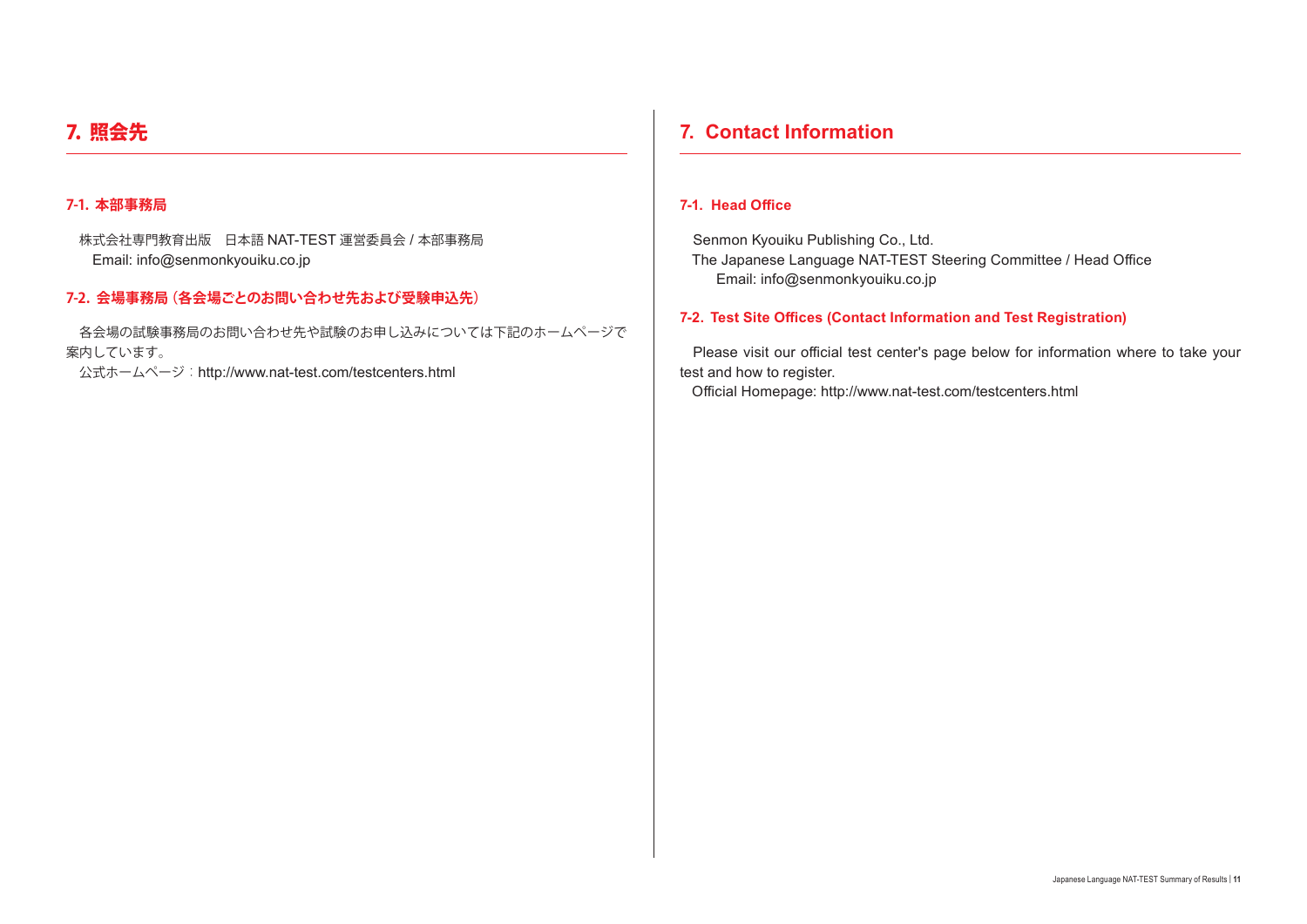## 7. 照会先

### 7-1. 本部事務局

株式会社専門教育出版　日本語 NAT-TEST 運営委員会 / 本部事務局
Email: info@senmonkyouiku.co.jp

### 7-2. 会場事務局（各会場ごとのお問い合わせ先および受験申込先）

各会場の試験事務局のお問い合わせ先や試験のお申し込みについては下記のホームページで案内しています。

公式ホームページ：http://www.nat-test.com/testcenters.html

## 7. Contact Information

### 7-1. Head Office

Senmon Kyouiku Publishing Co., Ltd.
The Japanese Language NAT-TEST Steering Committee / Head Office
Email: info@senmonkyouiku.co.jp

### 7-2. Test Site Offices (Contact Information and Test Registration)

Please visit our official test center's page below for information where to take your test and how to register.

Official Homepage: http://www.nat-test.com/testcenters.html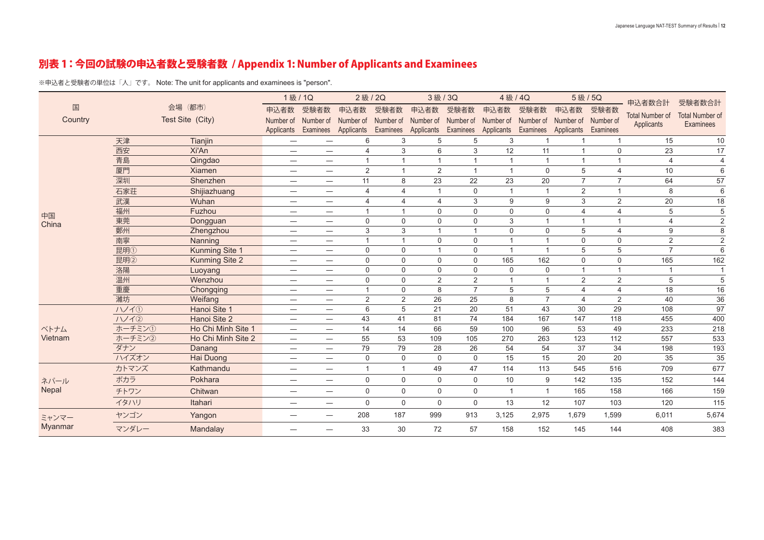# 別表 1：今回の試験の申込者数と受験者数 / Appendix 1: Number of Applicants and Examinees

※申込者と受験者の単位は「人」です。 Note: The unit for applicants and examinees is "person".

| 国 Country | 会場（都市） | Test Site (City) | 1級 / 1Q | | 2級 / 2Q | | 3級 / 3Q | | 4級 / 4Q | | 5級 / 5Q | | 申込者数合計 Total Number of Applicants | 受験者数合計 Total Number of Examinees |
|---|---|---|---|---|---|---|---|---|---|---|---|---|---|---|
| | | | 申込者数 Number of Applicants | 受験者数 Number of Examinees | 申込者数 Number of Applicants | 受験者数 Number of Examinees | 申込者数 Number of Applicants | 受験者数 Number of Examinees | 申込者数 Number of Applicants | 受験者数 Number of Examinees | 申込者数 Number of Applicants | 受験者数 Number of Examinees | | |
| 中国 China | 天津 | Tianjin | — | — | 6 | 3 | 5 | 5 | 3 | 1 | 1 | 1 | 15 | 10 |
| | 西安 | Xi'An | — | — | 4 | 3 | 6 | 3 | 12 | 11 | 1 | 0 | 23 | 17 |
| | 青島 | Qingdao | — | — | 1 | 1 | 1 | 1 | 1 | 1 | 1 | 1 | 4 | 4 |
| | 厦門 | Xiamen | — | — | 2 | 1 | 2 | 1 | 1 | 0 | 5 | 4 | 10 | 6 |
| | 深圳 | Shenzhen | — | — | 11 | 8 | 23 | 22 | 23 | 20 | 7 | 7 | 64 | 57 |
| | 石家荘 | Shijiazhuang | — | — | 4 | 4 | 1 | 0 | 1 | 1 | 2 | 1 | 8 | 6 |
| | 武漢 | Wuhan | — | — | 4 | 4 | 4 | 3 | 9 | 9 | 3 | 2 | 20 | 18 |
| | 福州 | Fuzhou | — | — | 1 | 1 | 0 | 0 | 0 | 0 | 4 | 4 | 5 | 5 |
| | 東莞 | Dongguan | — | — | 0 | 0 | 0 | 0 | 3 | 1 | 1 | 1 | 4 | 2 |
| | 鄭州 | Zhengzhou | — | — | 3 | 3 | 1 | 1 | 0 | 0 | 5 | 4 | 9 | 8 |
| | 南寧 | Nanning | — | — | 1 | 1 | 0 | 0 | 1 | 1 | 0 | 0 | 2 | 2 |
| | 昆明① | Kunming Site 1 | — | — | 0 | 0 | 1 | 0 | 1 | 1 | 5 | 5 | 7 | 6 |
| | 昆明② | Kunming Site 2 | — | — | 0 | 0 | 0 | 0 | 165 | 162 | 0 | 0 | 165 | 162 |
| | 洛陽 | Luoyang | — | — | 0 | 0 | 0 | 0 | 0 | 0 | 1 | 1 | 1 | 1 |
| | 温州 | Wenzhou | — | — | 0 | 0 | 2 | 2 | 1 | 1 | 2 | 2 | 5 | 5 |
| | 重慶 | Chongqing | — | — | 1 | 0 | 8 | 7 | 5 | 5 | 4 | 4 | 18 | 16 |
| | 濰坊 | Weifang | — | — | 2 | 2 | 26 | 25 | 8 | 7 | 4 | 2 | 40 | 36 |
| ベトナム Vietnam | ハノイ① | Hanoi Site 1 | — | — | 6 | 5 | 21 | 20 | 51 | 43 | 30 | 29 | 108 | 97 |
| | ハノイ② | Hanoi Site 2 | — | — | 43 | 41 | 81 | 74 | 184 | 167 | 147 | 118 | 455 | 400 |
| | ホーチミン① | Ho Chi Minh Site 1 | — | — | 14 | 14 | 66 | 59 | 100 | 96 | 53 | 49 | 233 | 218 |
| | ホーチミン② | Ho Chi Minh Site 2 | — | — | 55 | 53 | 109 | 105 | 270 | 263 | 123 | 112 | 557 | 533 |
| | ダナン | Danang | — | — | 79 | 79 | 28 | 26 | 54 | 54 | 37 | 34 | 198 | 193 |
| | ハイズオン | Hai Duong | — | — | 0 | 0 | 0 | 0 | 15 | 15 | 20 | 20 | 35 | 35 |
| ネパール Nepal | カトマンズ | Kathmandu | — | — | 1 | 1 | 49 | 47 | 114 | 113 | 545 | 516 | 709 | 677 |
| | ポカラ | Pokhara | — | — | 0 | 0 | 0 | 0 | 10 | 9 | 142 | 135 | 152 | 144 |
| | チトワン | Chitwan | — | — | 0 | 0 | 0 | 0 | 1 | 1 | 165 | 158 | 166 | 159 |
| | イタハリ | Itahari | — | — | 0 | 0 | 0 | 0 | 13 | 12 | 107 | 103 | 120 | 115 |
| ミャンマー Myanmar | ヤンゴン | Yangon | — | — | 208 | 187 | 999 | 913 | 3,125 | 2,975 | 1,679 | 1,599 | 6,011 | 5,674 |
| | マンダレー | Mandalay | — | — | 33 | 30 | 72 | 57 | 158 | 152 | 145 | 144 | 408 | 383 |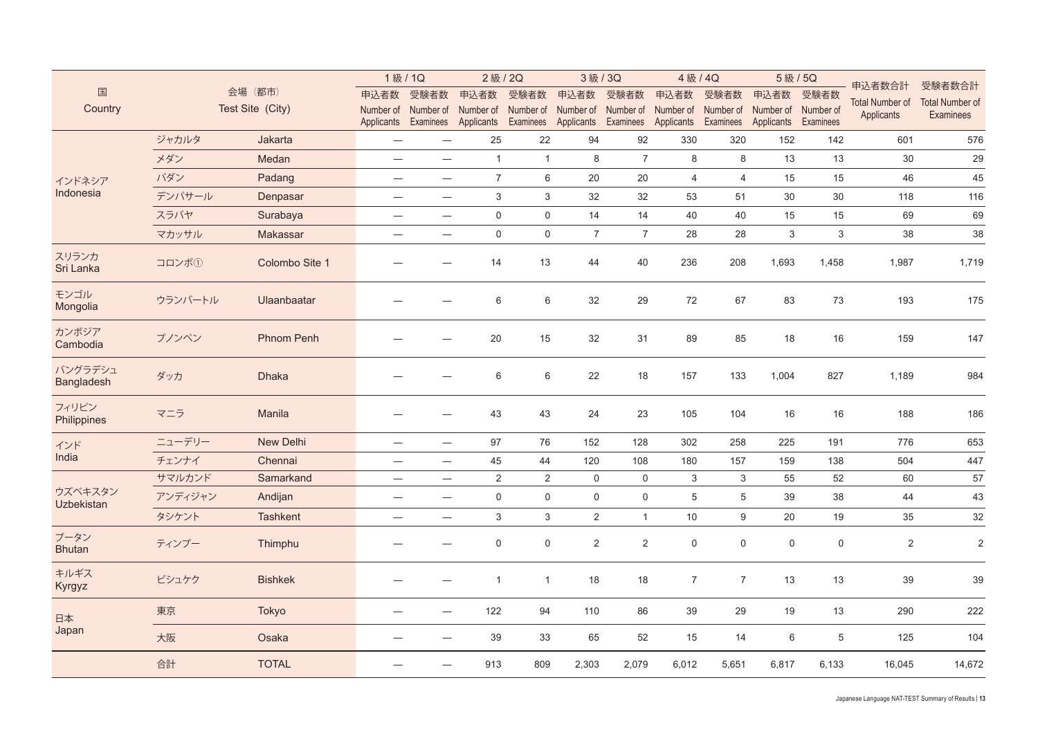| 国 Country | 会場（都市） Test Site (City) | | 1級 / 1Q | | 2級 / 2Q | | 3級 / 3Q | | 4級 / 4Q | | 5級 / 5Q | | 申込者数合計 Total Number of Applicants | 受験者数合計 Total Number of Examinees |
|---|---|---|---|---|---|---|---|---|---|---|---|---|---|---|
| | | | 申込者数 Number of Applicants | 受験者数 Number of Examinees | 申込者数 Number of Applicants | 受験者数 Number of Examinees | 申込者数 Number of Applicants | 受験者数 Number of Examinees | 申込者数 Number of Applicants | 受験者数 Number of Examinees | 申込者数 Number of Applicants | 受験者数 Number of Examinees | | |
| インドネシア Indonesia | ジャカルタ | Jakarta | — | — | 25 | 22 | 94 | 92 | 330 | 320 | 152 | 142 | 601 | 576 |
| | メダン | Medan | — | — | 1 | 1 | 8 | 7 | 8 | 8 | 13 | 13 | 30 | 29 |
| | パダン | Padang | — | — | 7 | 6 | 20 | 20 | 4 | 4 | 15 | 15 | 46 | 45 |
| | デンパサール | Denpasar | — | — | 3 | 3 | 32 | 32 | 53 | 51 | 30 | 30 | 118 | 116 |
| | スラバヤ | Surabaya | — | — | 0 | 0 | 14 | 14 | 40 | 40 | 15 | 15 | 69 | 69 |
| | マカッサル | Makassar | — | — | 0 | 0 | 7 | 7 | 28 | 28 | 3 | 3 | 38 | 38 |
| スリランカ Sri Lanka | コロンボ① | Colombo Site 1 | — | — | 14 | 13 | 44 | 40 | 236 | 208 | 1,693 | 1,458 | 1,987 | 1,719 |
| モンゴル Mongolia | ウランバートル | Ulaanbaatar | — | — | 6 | 6 | 32 | 29 | 72 | 67 | 83 | 73 | 193 | 175 |
| カンボジア Cambodia | プノンペン | Phnom Penh | — | — | 20 | 15 | 32 | 31 | 89 | 85 | 18 | 16 | 159 | 147 |
| バングラデシュ Bangladesh | ダッカ | Dhaka | — | — | 6 | 6 | 22 | 18 | 157 | 133 | 1,004 | 827 | 1,189 | 984 |
| フィリピン Philippines | マニラ | Manila | — | — | 43 | 43 | 24 | 23 | 105 | 104 | 16 | 16 | 188 | 186 |
| インド India | ニューデリー | New Delhi | — | — | 97 | 76 | 152 | 128 | 302 | 258 | 225 | 191 | 776 | 653 |
| | チェンナイ | Chennai | — | — | 45 | 44 | 120 | 108 | 180 | 157 | 159 | 138 | 504 | 447 |
| ウズベキスタン Uzbekistan | サマルカンド | Samarkand | — | — | 2 | 2 | 0 | 0 | 3 | 3 | 55 | 52 | 60 | 57 |
| | アンディジャン | Andijan | — | — | 0 | 0 | 0 | 0 | 5 | 5 | 39 | 38 | 44 | 43 |
| | タシケント | Tashkent | — | — | 3 | 3 | 2 | 1 | 10 | 9 | 20 | 19 | 35 | 32 |
| ブータン Bhutan | ティンプー | Thimphu | — | — | 0 | 0 | 2 | 2 | 0 | 0 | 0 | 0 | 2 | 2 |
| キルギス Kyrgyz | ビシュケク | Bishkek | — | — | 1 | 1 | 18 | 18 | 7 | 7 | 13 | 13 | 39 | 39 |
| 日本 Japan | 東京 | Tokyo | — | — | 122 | 94 | 110 | 86 | 39 | 29 | 19 | 13 | 290 | 222 |
| | 大阪 | Osaka | — | — | 39 | 33 | 65 | 52 | 15 | 14 | 6 | 5 | 125 | 104 |
| | 合計 | TOTAL | — | — | 913 | 809 | 2,303 | 2,079 | 6,012 | 5,651 | 6,817 | 6,133 | 16,045 | 14,672 |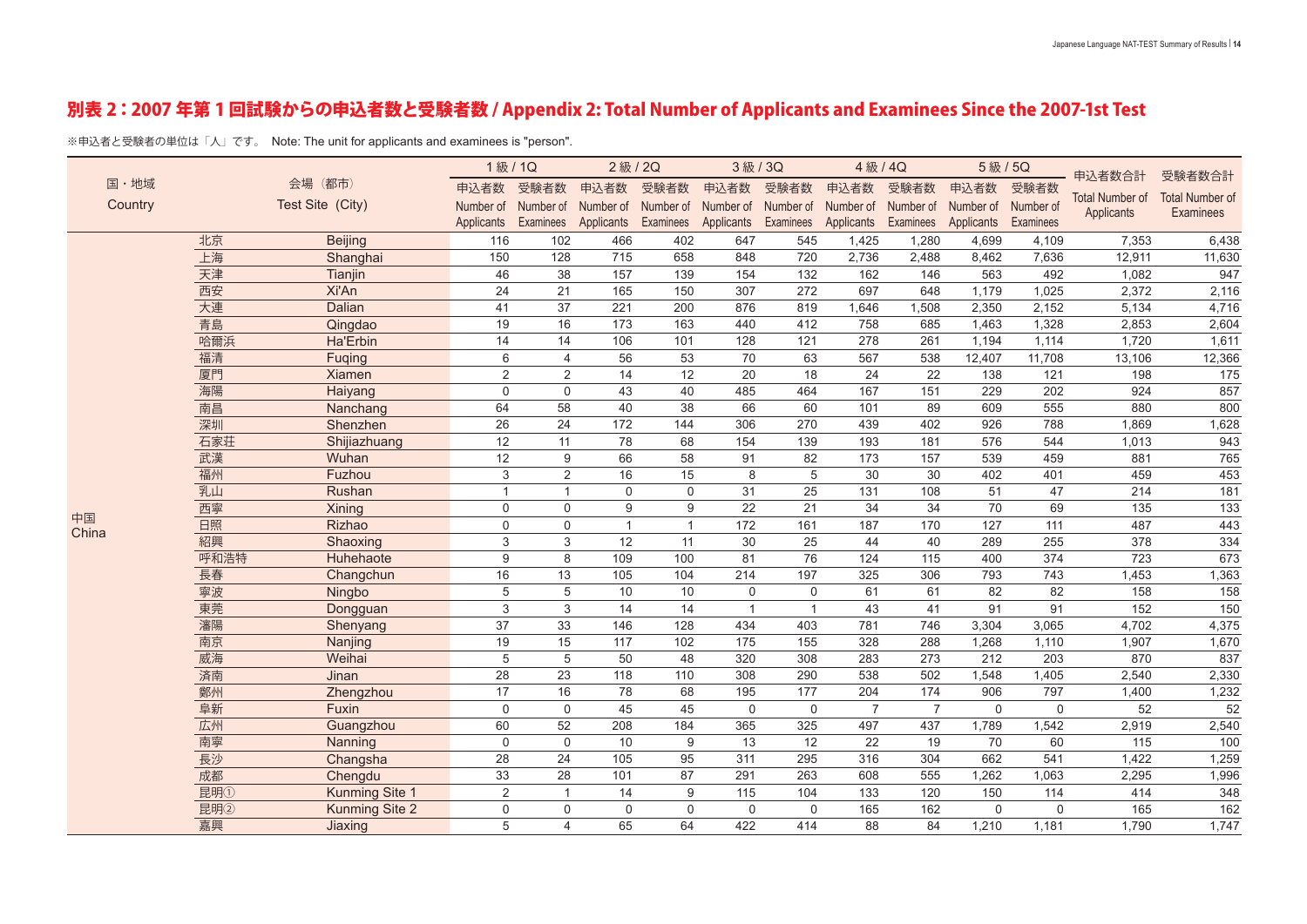# 別表 2：2007 年第 1 回試験からの申込者数と受験者数 / Appendix 2: Total Number of Applicants and Examinees Since the 2007-1st Test

※申込者と受験者の単位は「人」です。 Note: The unit for applicants and examinees is "person".

| 国・地域 Country | 会場（都市） Test Site (City) | | 1 級 / 1Q 申込者数 Number of Applicants | 1 級 / 1Q 受験者数 Number of Examinees | 2 級 / 2Q 申込者数 Number of Applicants | 2 級 / 2Q 受験者数 Number of Examinees | 3 級 / 3Q 申込者数 Number of Applicants | 3 級 / 3Q 受験者数 Number of Examinees | 4 級 / 4Q 申込者数 Number of Applicants | 4 級 / 4Q 受験者数 Number of Examinees | 5 級 / 5Q 申込者数 Number of Applicants | 5 級 / 5Q 受験者数 Number of Examinees | 申込者数合計 Total Number of Applicants | 受験者数合計 Total Number of Examinees |
|---|---|---|---|---|---|---|---|---|---|---|---|---|---|---|
| 中国 China | 北京 | Beijing | 116 | 102 | 466 | 402 | 647 | 545 | 1,425 | 1,280 | 4,699 | 4,109 | 7,353 | 6,438 |
| | 上海 | Shanghai | 150 | 128 | 715 | 658 | 848 | 720 | 2,736 | 2,488 | 8,462 | 7,636 | 12,911 | 11,630 |
| | 天津 | Tianjin | 46 | 38 | 157 | 139 | 154 | 132 | 162 | 146 | 563 | 492 | 1,082 | 947 |
| | 西安 | Xi'An | 24 | 21 | 165 | 150 | 307 | 272 | 697 | 648 | 1,179 | 1,025 | 2,372 | 2,116 |
| | 大連 | Dalian | 41 | 37 | 221 | 200 | 876 | 819 | 1,646 | 1,508 | 2,350 | 2,152 | 5,134 | 4,716 |
| | 青島 | Qingdao | 19 | 16 | 173 | 163 | 440 | 412 | 758 | 685 | 1,463 | 1,328 | 2,853 | 2,604 |
| | 哈爾浜 | Ha'Erbin | 14 | 14 | 106 | 101 | 128 | 121 | 278 | 261 | 1,194 | 1,114 | 1,720 | 1,611 |
| | 福清 | Fuqing | 6 | 4 | 56 | 53 | 70 | 63 | 567 | 538 | 12,407 | 11,708 | 13,106 | 12,366 |
| | 厦門 | Xiamen | 2 | 2 | 14 | 12 | 20 | 18 | 24 | 22 | 138 | 121 | 198 | 175 |
| | 海陽 | Haiyang | 0 | 0 | 43 | 40 | 485 | 464 | 167 | 151 | 229 | 202 | 924 | 857 |
| | 南昌 | Nanchang | 64 | 58 | 40 | 38 | 66 | 60 | 101 | 89 | 609 | 555 | 880 | 800 |
| | 深圳 | Shenzhen | 26 | 24 | 172 | 144 | 306 | 270 | 439 | 402 | 926 | 788 | 1,869 | 1,628 |
| | 石家荘 | Shijiazhuang | 12 | 11 | 78 | 68 | 154 | 139 | 193 | 181 | 576 | 544 | 1,013 | 943 |
| | 武漢 | Wuhan | 12 | 9 | 66 | 58 | 91 | 82 | 173 | 157 | 539 | 459 | 881 | 765 |
| | 福州 | Fuzhou | 3 | 2 | 16 | 15 | 8 | 5 | 30 | 30 | 402 | 401 | 459 | 453 |
| | 乳山 | Rushan | 1 | 1 | 0 | 0 | 31 | 25 | 131 | 108 | 51 | 47 | 214 | 181 |
| | 西寧 | Xining | 0 | 0 | 9 | 9 | 22 | 21 | 34 | 34 | 70 | 69 | 135 | 133 |
| | 日照 | Rizhao | 0 | 0 | 1 | 1 | 172 | 161 | 187 | 170 | 127 | 111 | 487 | 443 |
| | 紹興 | Shaoxing | 3 | 3 | 12 | 11 | 30 | 25 | 44 | 40 | 289 | 255 | 378 | 334 |
| | 呼和浩特 | Huhehaote | 9 | 8 | 109 | 100 | 81 | 76 | 124 | 115 | 400 | 374 | 723 | 673 |
| | 長春 | Changchun | 16 | 13 | 105 | 104 | 214 | 197 | 325 | 306 | 793 | 743 | 1,453 | 1,363 |
| | 寧波 | Ningbo | 5 | 5 | 10 | 10 | 0 | 0 | 61 | 61 | 82 | 82 | 158 | 158 |
| | 東莞 | Dongguan | 3 | 3 | 14 | 14 | 1 | 1 | 43 | 41 | 91 | 91 | 152 | 150 |
| | 瀋陽 | Shenyang | 37 | 33 | 146 | 128 | 434 | 403 | 781 | 746 | 3,304 | 3,065 | 4,702 | 4,375 |
| | 南京 | Nanjing | 19 | 15 | 117 | 102 | 175 | 155 | 328 | 288 | 1,268 | 1,110 | 1,907 | 1,670 |
| | 威海 | Weihai | 5 | 5 | 50 | 48 | 320 | 308 | 283 | 273 | 212 | 203 | 870 | 837 |
| | 済南 | Jinan | 28 | 23 | 118 | 110 | 308 | 290 | 538 | 502 | 1,548 | 1,405 | 2,540 | 2,330 |
| | 鄭州 | Zhengzhou | 17 | 16 | 78 | 68 | 195 | 177 | 204 | 174 | 906 | 797 | 1,400 | 1,232 |
| | 阜新 | Fuxin | 0 | 0 | 45 | 45 | 0 | 0 | 7 | 7 | 0 | 0 | 52 | 52 |
| | 広州 | Guangzhou | 60 | 52 | 208 | 184 | 365 | 325 | 497 | 437 | 1,789 | 1,542 | 2,919 | 2,540 |
| | 南寧 | Nanning | 0 | 0 | 10 | 9 | 13 | 12 | 22 | 19 | 70 | 60 | 115 | 100 |
| | 長沙 | Changsha | 28 | 24 | 105 | 95 | 311 | 295 | 316 | 304 | 662 | 541 | 1,422 | 1,259 |
| | 成都 | Chengdu | 33 | 28 | 101 | 87 | 291 | 263 | 608 | 555 | 1,262 | 1,063 | 2,295 | 1,996 |
| | 昆明① | Kunming Site 1 | 2 | 1 | 14 | 9 | 115 | 104 | 133 | 120 | 150 | 114 | 414 | 348 |
| | 昆明② | Kunming Site 2 | 0 | 0 | 0 | 0 | 0 | 0 | 165 | 162 | 0 | 0 | 165 | 162 |
| | 嘉興 | Jiaxing | 5 | 4 | 65 | 64 | 422 | 414 | 88 | 84 | 1,210 | 1,181 | 1,790 | 1,747 |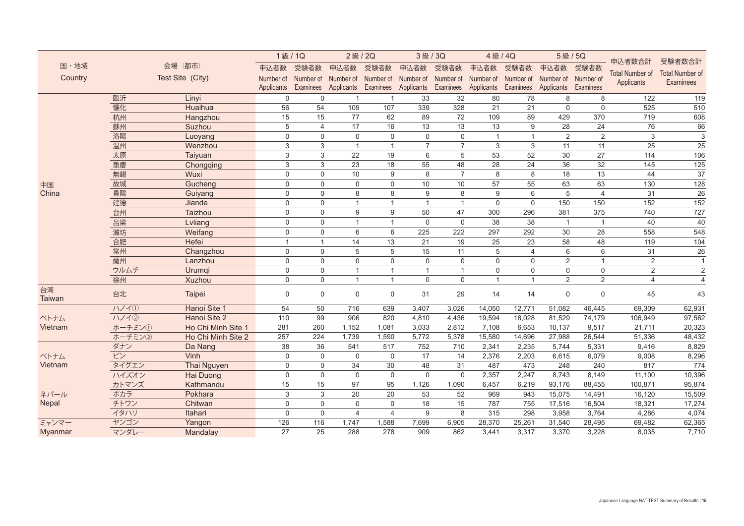| 国・地域 Country | 会場（都市） | Test Site (City) | 1級 / 1Q 申込者数 Number of Applicants | 1級 / 1Q 受験者数 Number of Examinees | 2級 / 2Q 申込者数 Number of Applicants | 2級 / 2Q 受験者数 Number of Examinees | 3級 / 3Q 申込者数 Number of Applicants | 3級 / 3Q 受験者数 Number of Examinees | 4級 / 4Q 申込者数 Number of Applicants | 4級 / 4Q 受験者数 Number of Examinees | 5級 / 5Q 申込者数 Number of Applicants | 5級 / 5Q 受験者数 Number of Examinees | 申込者数合計 Total Number of Applicants | 受験者数合計 Total Number of Examinees |
|---|---|---|---|---|---|---|---|---|---|---|---|---|---|---|
| 中国 China | 臨沂 | Linyi | 0 | 0 | 1 | 1 | 33 | 32 | 80 | 78 | 8 | 8 | 122 | 119 |
| | 懐化 | Huaihua | 56 | 54 | 109 | 107 | 339 | 328 | 21 | 21 | 0 | 0 | 525 | 510 |
| | 杭州 | Hangzhou | 15 | 15 | 77 | 62 | 89 | 72 | 109 | 89 | 429 | 370 | 719 | 608 |
| | 蘇州 | Suzhou | 5 | 4 | 17 | 16 | 13 | 13 | 13 | 9 | 28 | 24 | 76 | 66 |
| | 洛陽 | Luoyang | 0 | 0 | 0 | 0 | 0 | 0 | 1 | 1 | 2 | 2 | 3 | 3 |
| | 温州 | Wenzhou | 3 | 3 | 1 | 1 | 7 | 7 | 3 | 3 | 11 | 11 | 25 | 25 |
| | 太原 | Taiyuan | 3 | 3 | 22 | 19 | 6 | 5 | 53 | 52 | 30 | 27 | 114 | 106 |
| | 重慶 | Chongqing | 3 | 3 | 23 | 18 | 55 | 48 | 28 | 24 | 36 | 32 | 145 | 125 |
| | 無錫 | Wuxi | 0 | 0 | 10 | 9 | 8 | 7 | 8 | 8 | 18 | 13 | 44 | 37 |
| | 故城 | Gucheng | 0 | 0 | 0 | 0 | 10 | 10 | 57 | 55 | 63 | 63 | 130 | 128 |
| | 貴陽 | Guiyang | 0 | 0 | 8 | 8 | 9 | 8 | 9 | 6 | 5 | 4 | 31 | 26 |
| | 建德 | Jiande | 0 | 0 | 1 | 1 | 1 | 1 | 0 | 0 | 150 | 150 | 152 | 152 |
| | 台州 | Taizhou | 0 | 0 | 9 | 9 | 50 | 47 | 300 | 296 | 381 | 375 | 740 | 727 |
| | 呂梁 | Lvliang | 0 | 0 | 1 | 1 | 0 | 0 | 38 | 38 | 1 | 1 | 40 | 40 |
| | 濰坊 | Weifang | 0 | 0 | 6 | 6 | 225 | 222 | 297 | 292 | 30 | 28 | 558 | 548 |
| | 合肥 | Hefei | 1 | 1 | 14 | 13 | 21 | 19 | 25 | 23 | 58 | 48 | 119 | 104 |
| | 常州 | Changzhou | 0 | 0 | 5 | 5 | 15 | 11 | 5 | 4 | 6 | 6 | 31 | 26 |
| | 蘭州 | Lanzhou | 0 | 0 | 0 | 0 | 0 | 0 | 0 | 0 | 2 | 1 | 2 | 1 |
| | ウルムチ | Urumqi | 0 | 0 | 1 | 1 | 1 | 1 | 0 | 0 | 0 | 0 | 2 | 2 |
| | 徐州 | Xuzhou | 0 | 0 | 1 | 1 | 0 | 0 | 1 | 1 | 2 | 2 | 4 | 4 |
| 台湾 Taiwan | 台北 | Taipei | 0 | 0 | 0 | 0 | 31 | 29 | 14 | 14 | 0 | 0 | 45 | 43 |
| ベトナム Vietnam | ハノイ① | Hanoi Site 1 | 54 | 50 | 716 | 639 | 3,407 | 3,026 | 14,050 | 12,771 | 51,082 | 46,445 | 69,309 | 62,931 |
| | ハノイ② | Hanoi Site 2 | 110 | 99 | 906 | 820 | 4,810 | 4,436 | 19,594 | 18,028 | 81,529 | 74,179 | 106,949 | 97,562 |
| | ホーチミン① | Ho Chi Minh Site 1 | 281 | 260 | 1,152 | 1,081 | 3,033 | 2,812 | 7,108 | 6,653 | 10,137 | 9,517 | 21,711 | 20,323 |
| | ホーチミン② | Ho Chi Minh Site 2 | 257 | 224 | 1,739 | 1,590 | 5,772 | 5,378 | 15,580 | 14,696 | 27,988 | 26,544 | 51,336 | 48,432 |
| ベトナム Vietnam | ダナン | Da Nang | 38 | 36 | 541 | 517 | 752 | 710 | 2,341 | 2,235 | 5,744 | 5,331 | 9,416 | 8,829 |
| | ビン | Vinh | 0 | 0 | 0 | 0 | 17 | 14 | 2,376 | 2,203 | 6,615 | 6,079 | 9,008 | 8,296 |
| | タイグエン | Thai Nguyen | 0 | 0 | 34 | 30 | 48 | 31 | 487 | 473 | 248 | 240 | 817 | 774 |
| | ハイズオン | Hai Duong | 0 | 0 | 0 | 0 | 0 | 0 | 2,357 | 2,247 | 8,743 | 8,149 | 11,100 | 10,396 |
| ネパール Nepal | カトマンズ | Kathmandu | 15 | 15 | 97 | 95 | 1,126 | 1,090 | 6,457 | 6,219 | 93,176 | 88,455 | 100,871 | 95,874 |
| | ポカラ | Pokhara | 3 | 3 | 20 | 20 | 53 | 52 | 969 | 943 | 15,075 | 14,491 | 16,120 | 15,509 |
| | チトワン | Chitwan | 0 | 0 | 0 | 0 | 18 | 15 | 787 | 755 | 17,516 | 16,504 | 18,321 | 17,274 |
| | イタハリ | Itahari | 0 | 0 | 4 | 4 | 9 | 8 | 315 | 298 | 3,958 | 3,764 | 4,286 | 4,074 |
| ミャンマー Myanmar | ヤンゴン | Yangon | 126 | 116 | 1,747 | 1,588 | 7,699 | 6,905 | 28,370 | 25,261 | 31,540 | 28,495 | 69,482 | 62,365 |
| | マンダレー | Mandalay | 27 | 25 | 288 | 278 | 909 | 862 | 3,441 | 3,317 | 3,370 | 3,228 | 8,035 | 7,710 |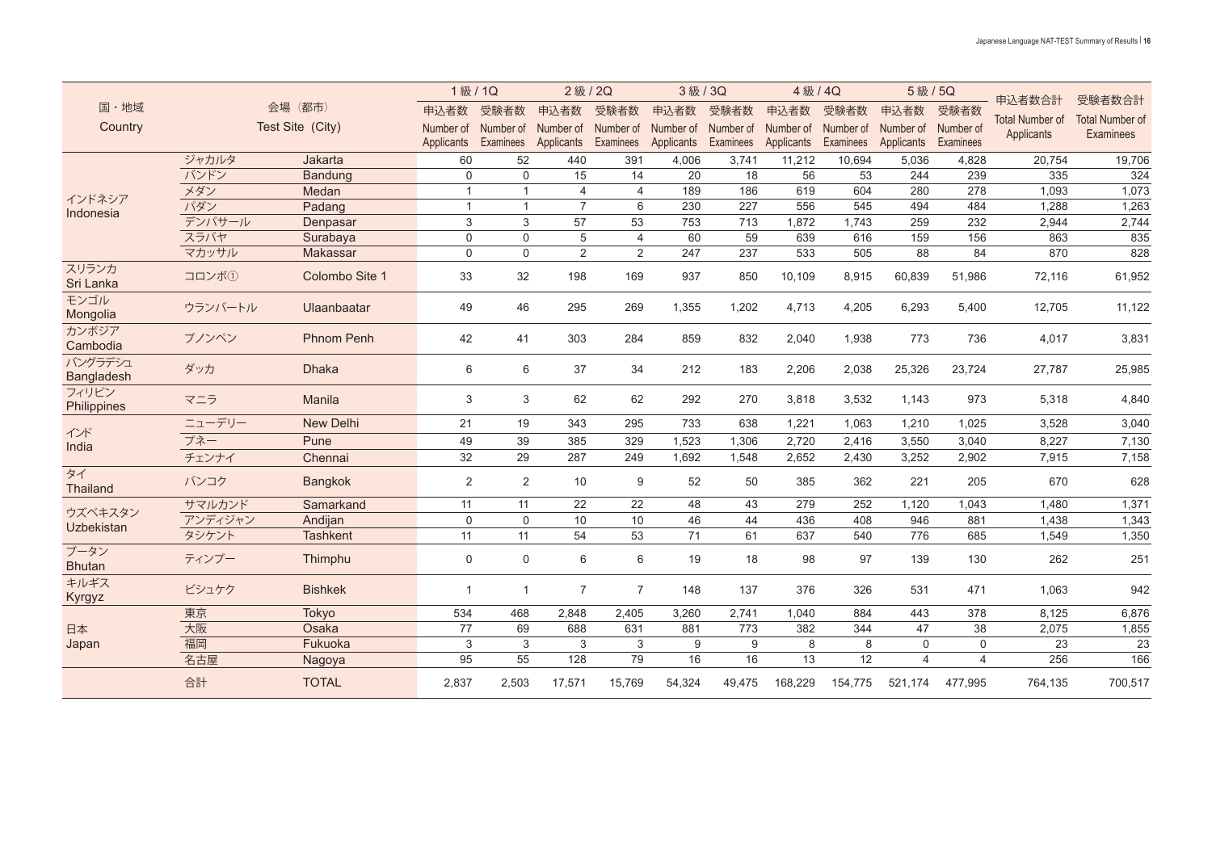| 国・地域<br>Country | 会場（都市）<br>Test Site（City） | | 1級 / 1Q | | 2級 / 2Q | | 3級 / 3Q | | 4級 / 4Q | | 5級 / 5Q | | 申込者数合計<br>Total Number of Applicants | 受験者数合計<br>Total Number of Examinees |
|---|---|---|---|---|---|---|---|---|---|---|---|---|---|---|
| | | | 申込者数<br>Number of Applicants | 受験者数<br>Number of Examinees | 申込者数<br>Number of Applicants | 受験者数<br>Number of Examinees | 申込者数<br>Number of Applicants | 受験者数<br>Number of Examinees | 申込者数<br>Number of Applicants | 受験者数<br>Number of Examinees | 申込者数<br>Number of Applicants | 受験者数<br>Number of Examinees | | |
| インドネシア<br>Indonesia | ジャカルタ | Jakarta | 60 | 52 | 440 | 391 | 4,006 | 3,741 | 11,212 | 10,694 | 5,036 | 4,828 | 20,754 | 19,706 |
| | バンドン | Bandung | 0 | 0 | 15 | 14 | 20 | 18 | 56 | 53 | 244 | 239 | 335 | 324 |
| | メダン | Medan | 1 | 1 | 4 | 4 | 189 | 186 | 619 | 604 | 280 | 278 | 1,093 | 1,073 |
| | パダン | Padang | 1 | 1 | 7 | 6 | 230 | 227 | 556 | 545 | 494 | 484 | 1,288 | 1,263 |
| | デンパサール | Denpasar | 3 | 3 | 57 | 53 | 753 | 713 | 1,872 | 1,743 | 259 | 232 | 2,944 | 2,744 |
| | スラバヤ | Surabaya | 0 | 0 | 5 | 4 | 60 | 59 | 639 | 616 | 159 | 156 | 863 | 835 |
| | マカッサル | Makassar | 0 | 0 | 2 | 2 | 247 | 237 | 533 | 505 | 88 | 84 | 870 | 828 |
| スリランカ<br>Sri Lanka | コロンボ① | Colombo Site 1 | 33 | 32 | 198 | 169 | 937 | 850 | 10,109 | 8,915 | 60,839 | 51,986 | 72,116 | 61,952 |
| モンゴル<br>Mongolia | ウランバートル | Ulaanbaatar | 49 | 46 | 295 | 269 | 1,355 | 1,202 | 4,713 | 4,205 | 6,293 | 5,400 | 12,705 | 11,122 |
| カンボジア<br>Cambodia | プノンペン | Phnom Penh | 42 | 41 | 303 | 284 | 859 | 832 | 2,040 | 1,938 | 773 | 736 | 4,017 | 3,831 |
| バングラデシュ<br>Bangladesh | ダッカ | Dhaka | 6 | 6 | 37 | 34 | 212 | 183 | 2,206 | 2,038 | 25,326 | 23,724 | 27,787 | 25,985 |
| フィリピン<br>Philippines | マニラ | Manila | 3 | 3 | 62 | 62 | 292 | 270 | 3,818 | 3,532 | 1,143 | 973 | 5,318 | 4,840 |
| インド<br>India | ニューデリー | New Delhi | 21 | 19 | 343 | 295 | 733 | 638 | 1,221 | 1,063 | 1,210 | 1,025 | 3,528 | 3,040 |
| | プネー | Pune | 49 | 39 | 385 | 329 | 1,523 | 1,306 | 2,720 | 2,416 | 3,550 | 3,040 | 8,227 | 7,130 |
| | チェンナイ | Chennai | 32 | 29 | 287 | 249 | 1,692 | 1,548 | 2,652 | 2,430 | 3,252 | 2,902 | 7,915 | 7,158 |
| タイ<br>Thailand | バンコク | Bangkok | 2 | 2 | 10 | 9 | 52 | 50 | 385 | 362 | 221 | 205 | 670 | 628 |
| ウズベキスタン<br>Uzbekistan | サマルカンド | Samarkand | 11 | 11 | 22 | 22 | 48 | 43 | 279 | 252 | 1,120 | 1,043 | 1,480 | 1,371 |
| | アンディジャン | Andijan | 0 | 0 | 10 | 10 | 46 | 44 | 436 | 408 | 946 | 881 | 1,438 | 1,343 |
| | タシケント | Tashkent | 11 | 11 | 54 | 53 | 71 | 61 | 637 | 540 | 776 | 685 | 1,549 | 1,350 |
| ブータン<br>Bhutan | ティンプー | Thimphu | 0 | 0 | 6 | 6 | 19 | 18 | 98 | 97 | 139 | 130 | 262 | 251 |
| キルギス<br>Kyrgyz | ビシュケク | Bishkek | 1 | 1 | 7 | 7 | 148 | 137 | 376 | 326 | 531 | 471 | 1,063 | 942 |
| 日本<br>Japan | 東京 | Tokyo | 534 | 468 | 2,848 | 2,405 | 3,260 | 2,741 | 1,040 | 884 | 443 | 378 | 8,125 | 6,876 |
| | 大阪 | Osaka | 77 | 69 | 688 | 631 | 881 | 773 | 382 | 344 | 47 | 38 | 2,075 | 1,855 |
| | 福岡 | Fukuoka | 3 | 3 | 3 | 3 | 9 | 9 | 8 | 8 | 0 | 0 | 23 | 23 |
| | 名古屋 | Nagoya | 95 | 55 | 128 | 79 | 16 | 16 | 13 | 12 | 4 | 4 | 256 | 166 |
| | 合計 | TOTAL | 2,837 | 2,503 | 17,571 | 15,769 | 54,324 | 49,475 | 168,229 | 154,775 | 521,174 | 477,995 | 764,135 | 700,517 |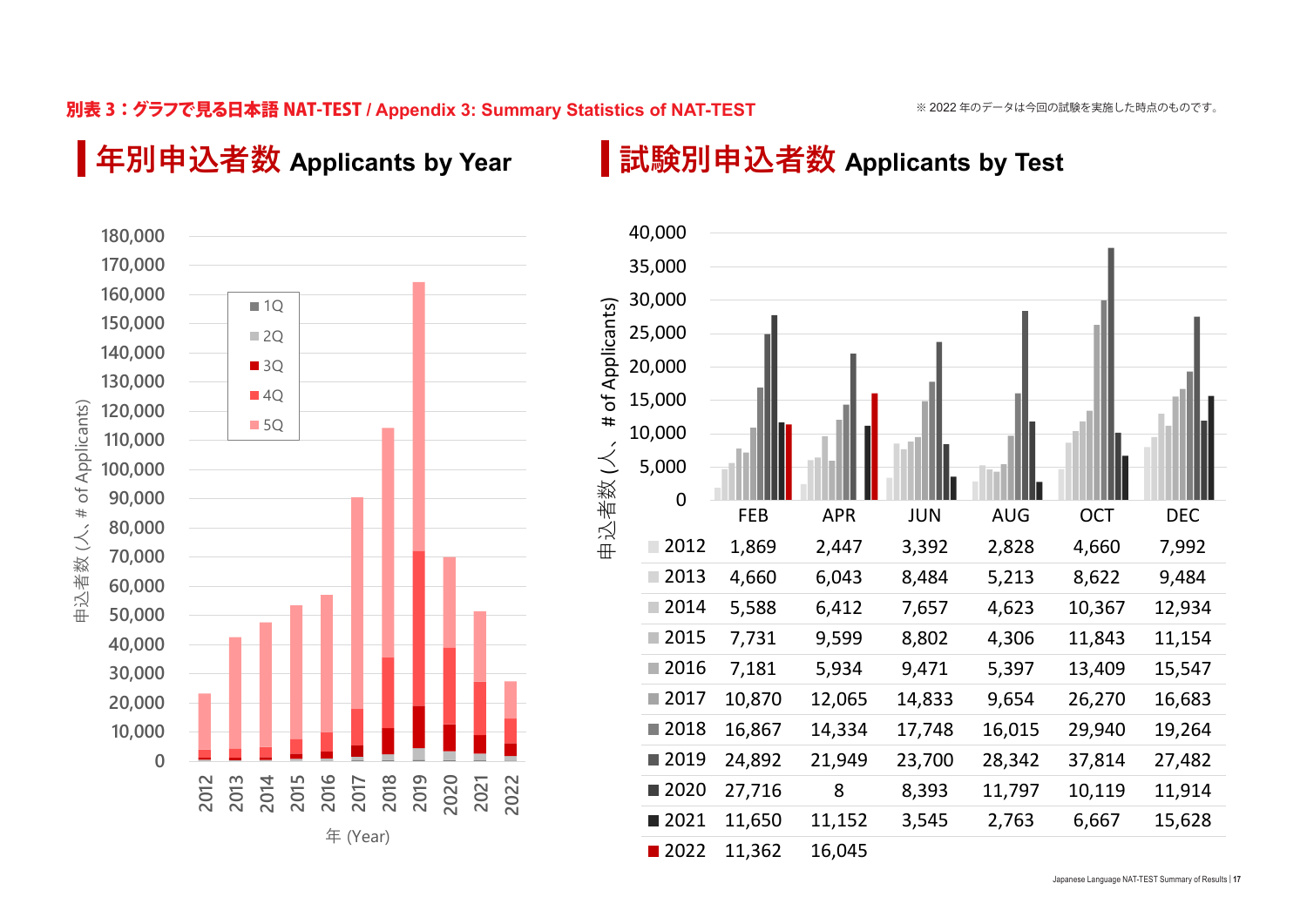別表 3：グラフで見る日本語 NAT-TEST / Appendix 3: Summary Statistics of NAT-TEST

※ 2022 年のデータは今回の試験を実施した時点のものです。

## 年別申込者数 Applicants by Year

## 試験別申込者数 Applicants by Test

|  | FEB | APR | JUN | AUG | OCT | DEC |
|---|---|---|---|---|---|---|
| 2012 | 1,869 | 2,447 | 3,392 | 2,828 | 4,660 | 7,992 |
| 2013 | 4,660 | 6,043 | 8,484 | 5,213 | 8,622 | 9,484 |
| 2014 | 5,588 | 6,412 | 7,657 | 4,623 | 10,367 | 12,934 |
| 2015 | 7,731 | 9,599 | 8,802 | 4,306 | 11,843 | 11,154 |
| 2016 | 7,181 | 5,934 | 9,471 | 5,397 | 13,409 | 15,547 |
| 2017 | 10,870 | 12,065 | 14,833 | 9,654 | 26,270 | 16,683 |
| 2018 | 16,867 | 14,334 | 17,748 | 16,015 | 29,940 | 19,264 |
| 2019 | 24,892 | 21,949 | 23,700 | 28,342 | 37,814 | 27,482 |
| 2020 | 27,716 | 8 | 8,393 | 11,797 | 10,119 | 11,914 |
| 2021 | 11,650 | 11,152 | 3,545 | 2,763 | 6,667 | 15,628 |
| 2022 | 11,362 | 16,045 |  |  |  |  |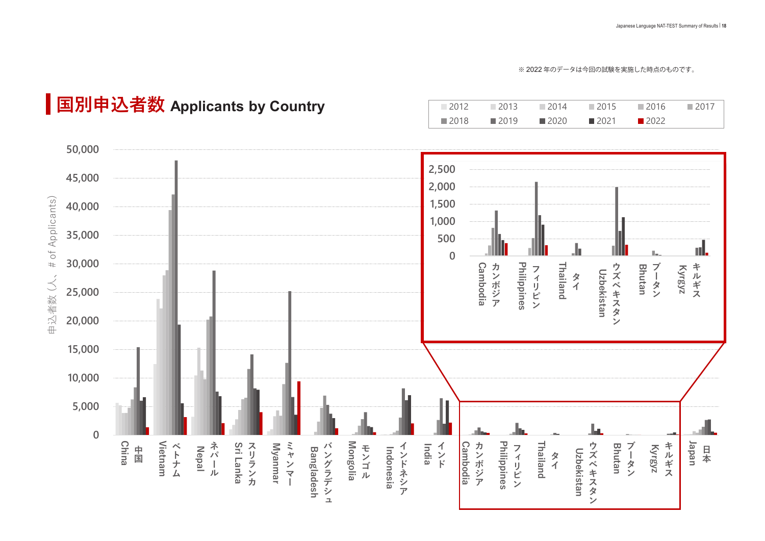※ 2022 年のデータは今回の試験を実施した時点のものです。

## 国別申込者数 Applicants by Country

Legend: 2012, 2013, 2014, 2015, 2016, 2017, 2018, 2019, 2020, 2021, 2022

Y-axis: 申込者数（人、# of Applicants）

Y-axis values: 50,000 / 45,000 / 40,000 / 35,000 / 30,000 / 25,000 / 20,000 / 15,000 / 10,000 / 5,000 / 0

Inset y-axis values: 2,500 / 2,000 / 1,500 / 1,000 / 500 / 0

Countries: 中国 China / ベトナム Vietnam / ネパール Nepal / スリランカ Sri Lanka / ミャンマー Myanmar / バングラデシュ Bangladesh / モンゴル Mongolia / インドネシア Indonesia / インド India / カンボジア Cambodia / フィリピン Philippines / タイ Thailand / ウズベキスタン Uzbekistan / ブータン Bhutan / キルギス Kyrgyz / 日本 Japan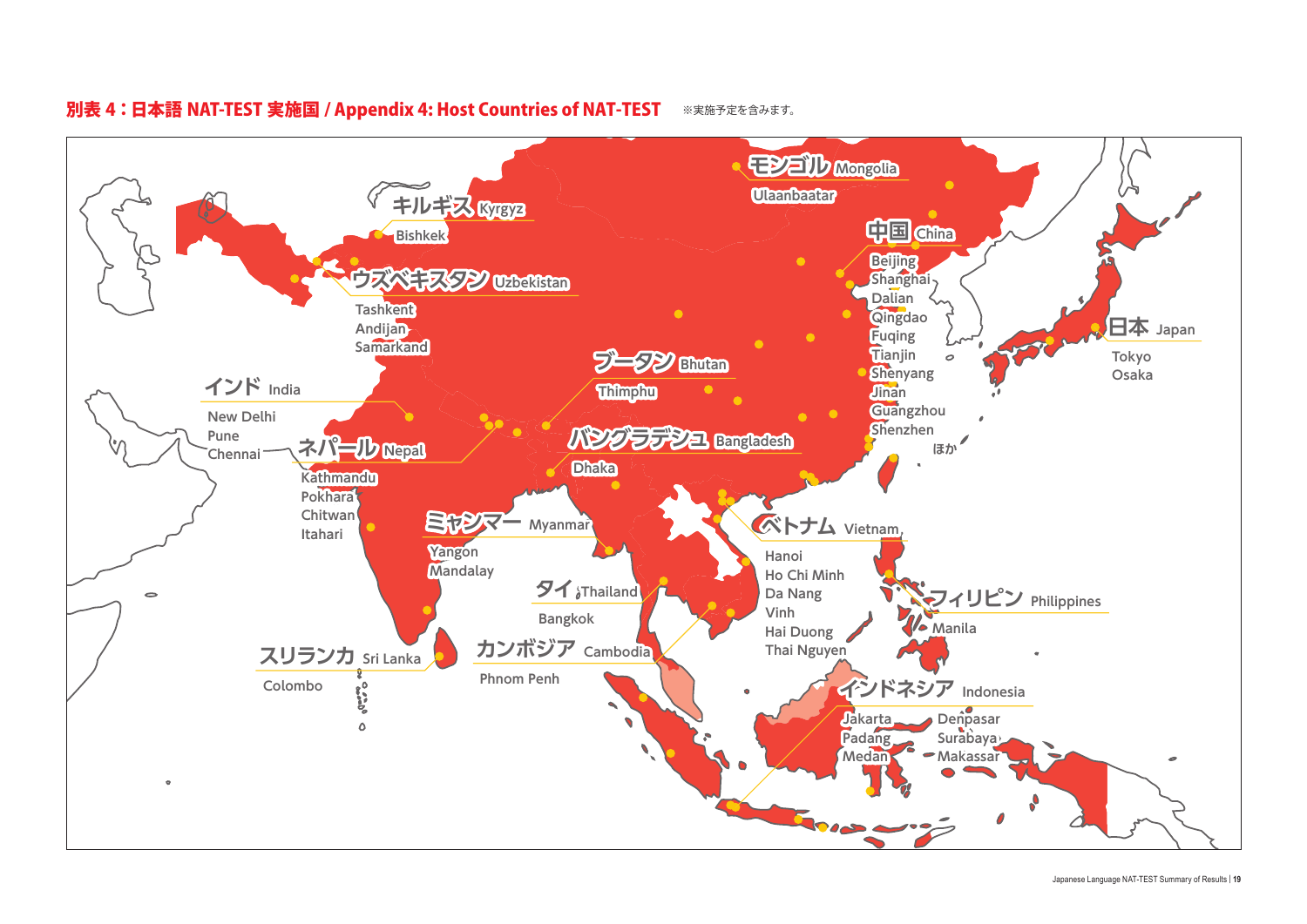## 別表 4：日本語 NAT-TEST 実施国 / Appendix 4: Host Countries of NAT-TEST

※実施予定を含みます。

**モンゴル Mongolia**
- Ulaanbaatar

**キルギス Kyrgyz**
- Bishkek

**ウズベキスタン Uzbekistan**
- Tashkent
- Andijan
- Samarkand

**中国 China**
- Beijing
- Shanghai
- Dalian
- Qingdao
- Fuqing
- Tianjin
- Shenyang
- Jinan
- Guangzhou
- Shenzhen
- ほか

**日本 Japan**
- Tokyo
- Osaka

**インド India**
- New Delhi
- Pune
- Chennai

**ネパール Nepal**
- Kathmandu
- Pokhara
- Chitwan
- Itahari

**ブータン Bhutan**
- Thimphu

**バングラデシュ Bangladesh**
- Dhaka

**ミャンマー Myanmar**
- Yangon
- Mandalay

**タイ Thailand**
- Bangkok

**ベトナム Vietnam**
- Hanoi
- Ho Chi Minh
- Da Nang
- Vinh
- Hai Duong
- Thai Nguyen

**フィリピン Philippines**
- Manila

**スリランカ Sri Lanka**
- Colombo

**カンボジア Cambodia**
- Phnom Penh

**インドネシア Indonesia**
- Jakarta
- Padang
- Medan
- Denpasar
- Surabaya
- Makassar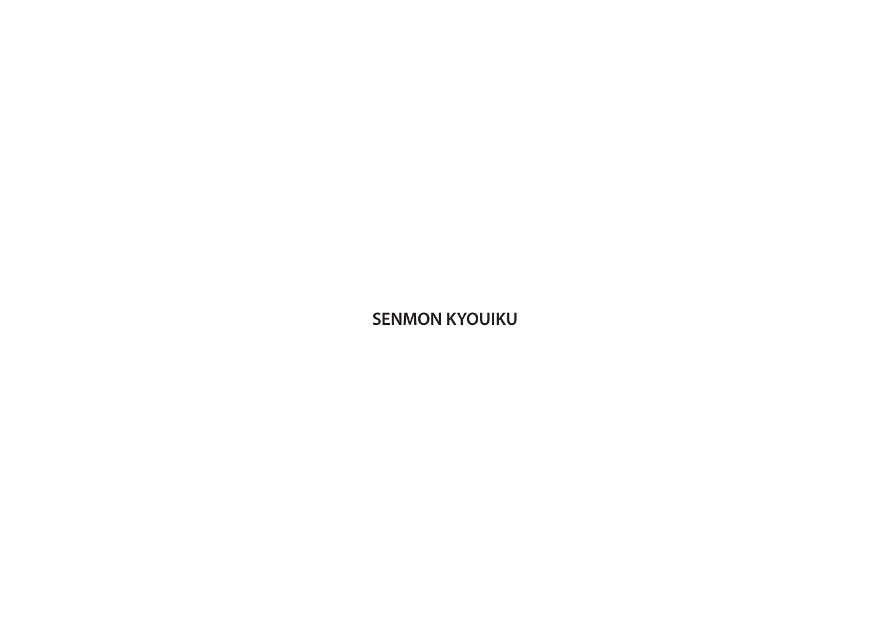**SENMON KYOUIKU**